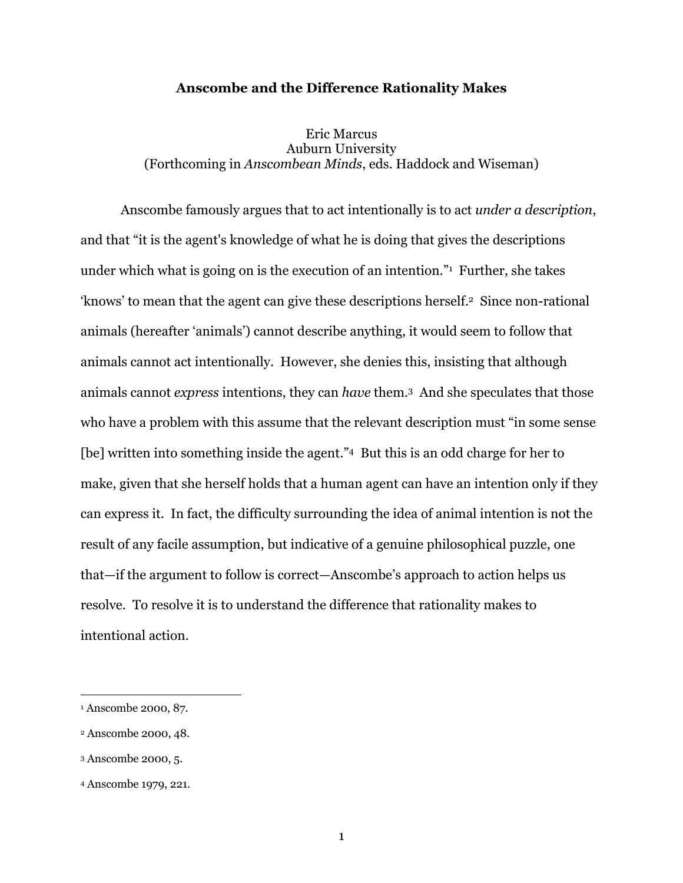# Anscombe and the Difference Rationality Makes

Eric Marcus
Auburn University
(Forthcoming in *Anscombean Minds*, eds. Haddock and Wiseman)

Anscombe famously argues that to act intentionally is to act *under a description*, and that "it is the agent's knowledge of what he is doing that gives the descriptions under which what is going on is the execution of an intention."[1] Further, she takes 'knows' to mean that the agent can give these descriptions herself.[2] Since non-rational animals (hereafter 'animals') cannot describe anything, it would seem to follow that animals cannot act intentionally. However, she denies this, insisting that although animals cannot *express* intentions, they can *have* them.[3] And she speculates that those who have a problem with this assume that the relevant description must "in some sense [be] written into something inside the agent."[4] But this is an odd charge for her to make, given that she herself holds that a human agent can have an intention only if they can express it. In fact, the difficulty surrounding the idea of animal intention is not the result of any facile assumption, but indicative of a genuine philosophical puzzle, one that—if the argument to follow is correct—Anscombe's approach to action helps us resolve. To resolve it is to understand the difference that rationality makes to intentional action.

---

[1] Anscombe 2000, 87.

[2] Anscombe 2000, 48.

[3] Anscombe 2000, 5.

[4] Anscombe 1979, 221.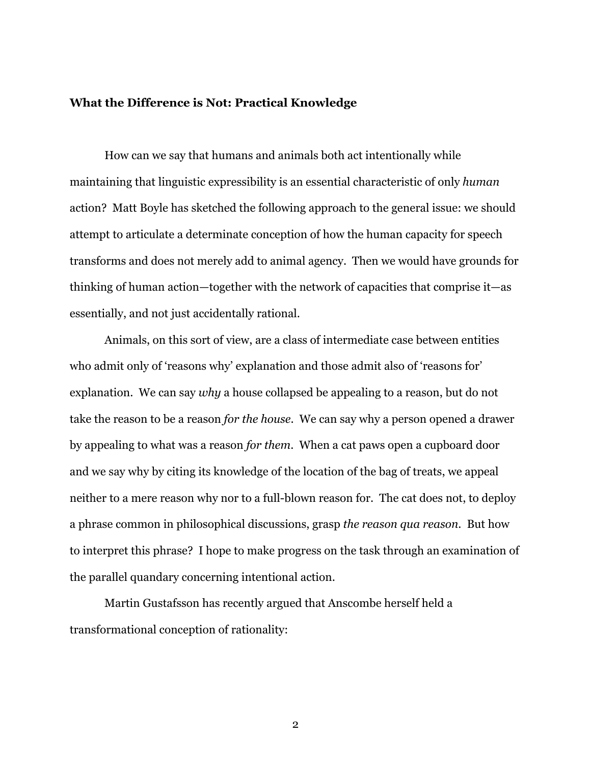**What the Difference is Not: Practical Knowledge**

How can we say that humans and animals both act intentionally while maintaining that linguistic expressibility is an essential characteristic of only *human* action? Matt Boyle has sketched the following approach to the general issue: we should attempt to articulate a determinate conception of how the human capacity for speech transforms and does not merely add to animal agency. Then we would have grounds for thinking of human action—together with the network of capacities that comprise it—as essentially, and not just accidentally rational.

Animals, on this sort of view, are a class of intermediate case between entities who admit only of 'reasons why' explanation and those admit also of 'reasons for' explanation. We can say *why* a house collapsed be appealing to a reason, but do not take the reason to be a reason *for the house*. We can say why a person opened a drawer by appealing to what was a reason *for them*. When a cat paws open a cupboard door and we say why by citing its knowledge of the location of the bag of treats, we appeal neither to a mere reason why nor to a full-blown reason for. The cat does not, to deploy a phrase common in philosophical discussions, grasp *the reason qua reason*. But how to interpret this phrase? I hope to make progress on the task through an examination of the parallel quandary concerning intentional action.

Martin Gustafsson has recently argued that Anscombe herself held a transformational conception of rationality: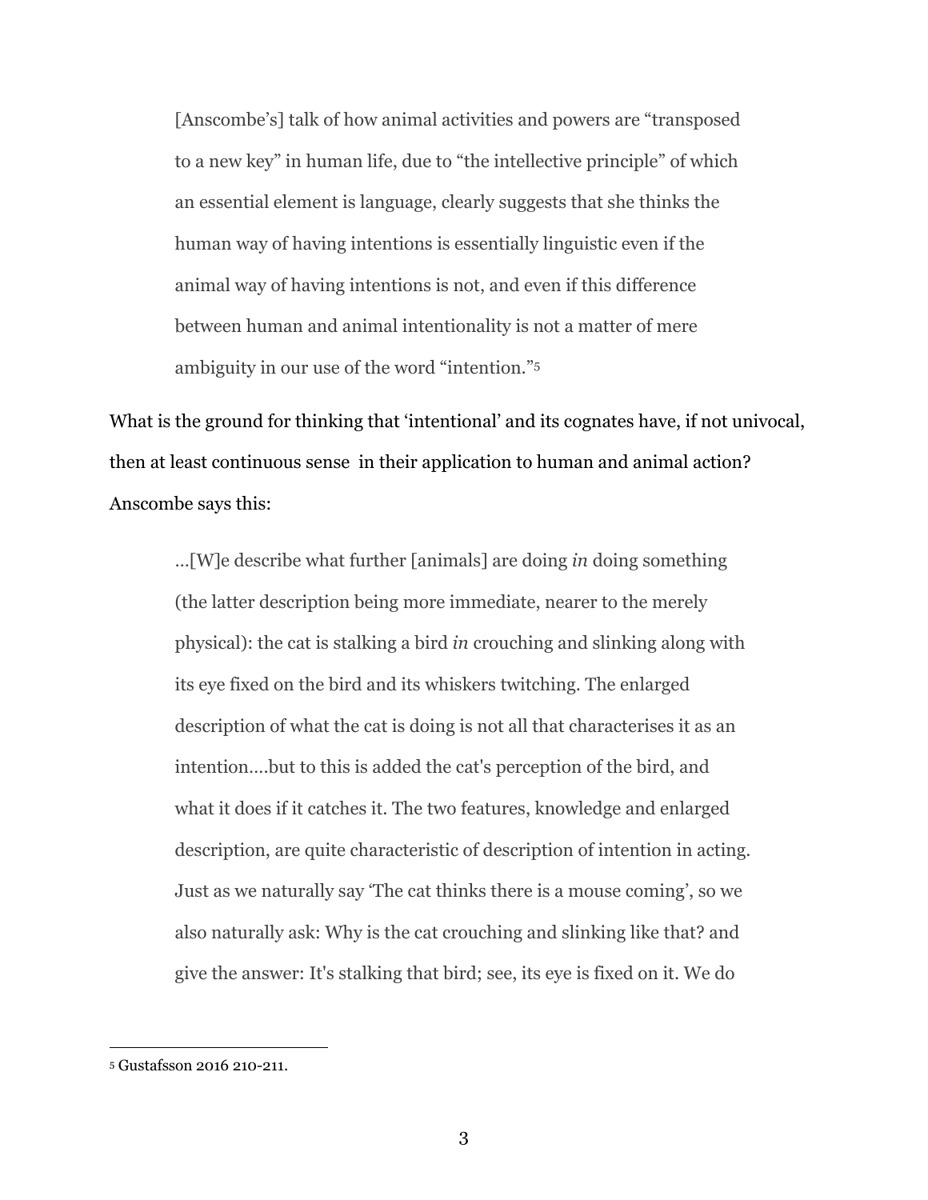> [Anscombe's] talk of how animal activities and powers are "transposed to a new key" in human life, due to "the intellective principle" of which an essential element is language, clearly suggests that she thinks the human way of having intentions is essentially linguistic even if the animal way of having intentions is not, and even if this difference between human and animal intentionality is not a matter of mere ambiguity in our use of the word "intention."[5]

What is the ground for thinking that 'intentional' and its cognates have, if not univocal, then at least continuous sense in their application to human and animal action? Anscombe says this:

> ...[W]e describe what further [animals] are doing *in* doing something (the latter description being more immediate, nearer to the merely physical): the cat is stalking a bird *in* crouching and slinking along with its eye fixed on the bird and its whiskers twitching. The enlarged description of what the cat is doing is not all that characterises it as an intention....but to this is added the cat's perception of the bird, and what it does if it catches it. The two features, knowledge and enlarged description, are quite characteristic of description of intention in acting. Just as we naturally say 'The cat thinks there is a mouse coming', so we also naturally ask: Why is the cat crouching and slinking like that? and give the answer: It's stalking that bird; see, its eye is fixed on it. We do

[5] Gustafsson 2016 210-211.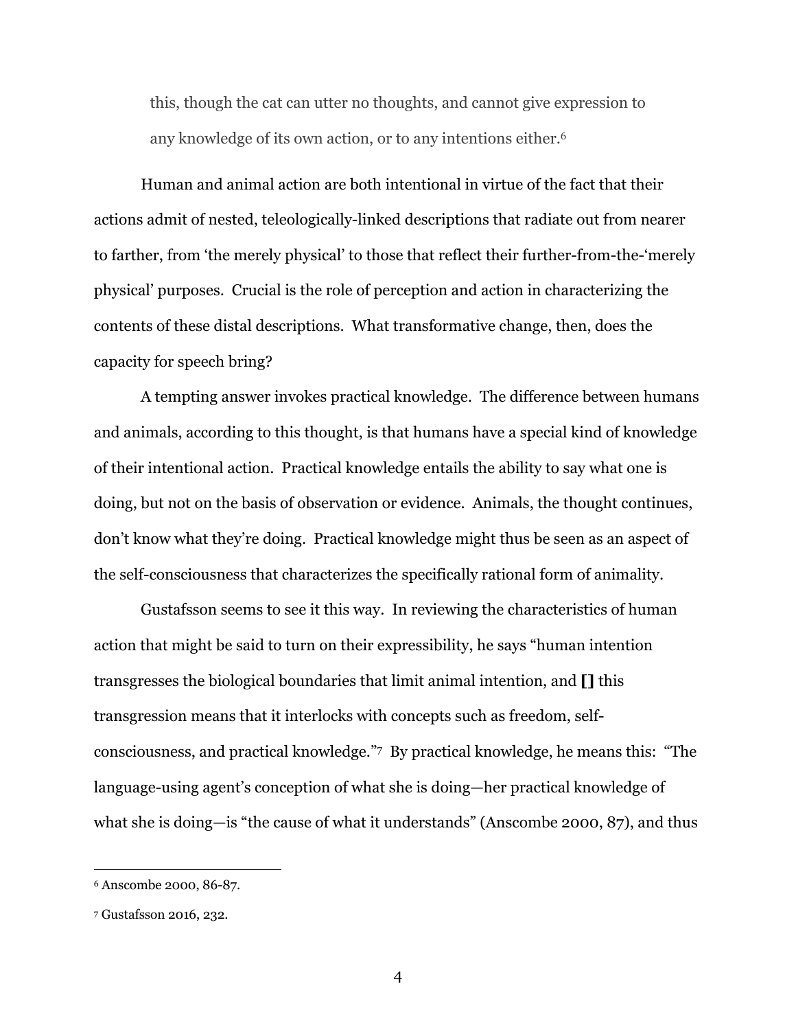> this, though the cat can utter no thoughts, and cannot give expression to any knowledge of its own action, or to any intentions either.[6]

Human and animal action are both intentional in virtue of the fact that their actions admit of nested, teleologically-linked descriptions that radiate out from nearer to farther, from 'the merely physical' to those that reflect their further-from-the-'merely physical' purposes. Crucial is the role of perception and action in characterizing the contents of these distal descriptions. What transformative change, then, does the capacity for speech bring?

A tempting answer invokes practical knowledge. The difference between humans and animals, according to this thought, is that humans have a special kind of knowledge of their intentional action. Practical knowledge entails the ability to say what one is doing, but not on the basis of observation or evidence. Animals, the thought continues, don't know what they're doing. Practical knowledge might thus be seen as an aspect of the self-consciousness that characterizes the specifically rational form of animality.

Gustafsson seems to see it this way. In reviewing the characteristics of human action that might be said to turn on their expressibility, he says "human intention transgresses the biological boundaries that limit animal intention, and **[]** this transgression means that it interlocks with concepts such as freedom, self-consciousness, and practical knowledge."[7] By practical knowledge, he means this: "The language-using agent's conception of what she is doing—her practical knowledge of what she is doing—is "the cause of what it understands" (Anscombe 2000, 87), and thus

[6] Anscombe 2000, 86-87.

[7] Gustafsson 2016, 232.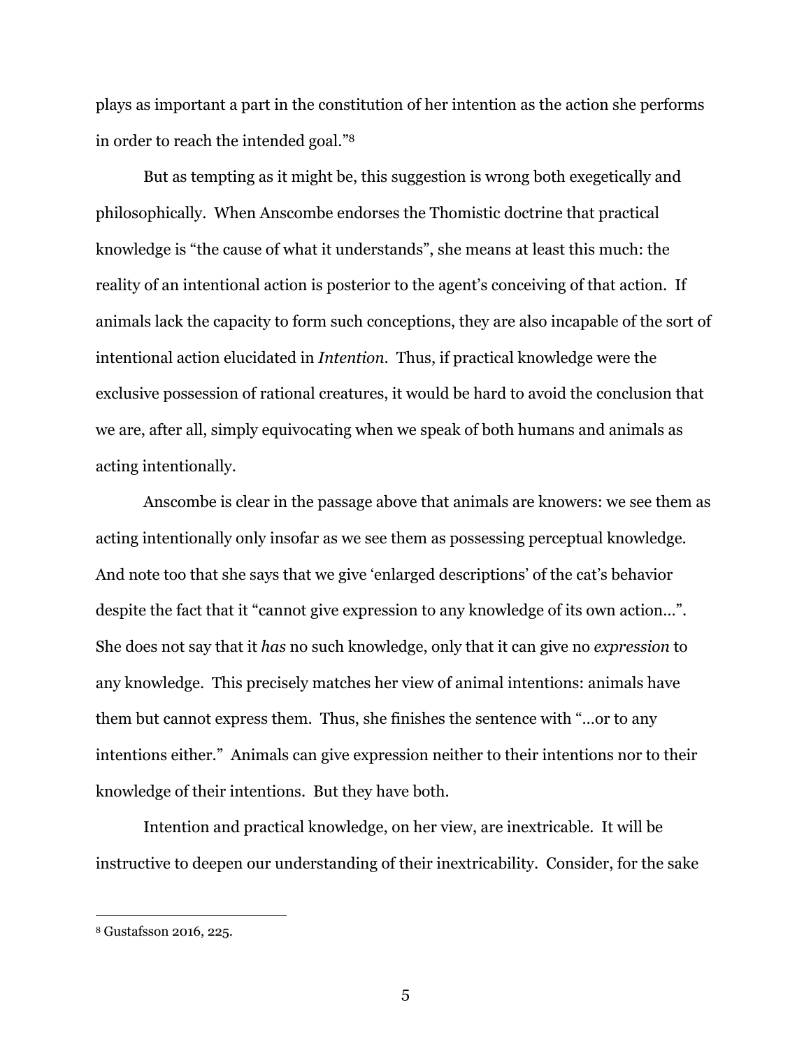plays as important a part in the constitution of her intention as the action she performs in order to reach the intended goal."[8]

But as tempting as it might be, this suggestion is wrong both exegetically and philosophically. When Anscombe endorses the Thomistic doctrine that practical knowledge is "the cause of what it understands", she means at least this much: the reality of an intentional action is posterior to the agent's conceiving of that action. If animals lack the capacity to form such conceptions, they are also incapable of the sort of intentional action elucidated in *Intention*. Thus, if practical knowledge were the exclusive possession of rational creatures, it would be hard to avoid the conclusion that we are, after all, simply equivocating when we speak of both humans and animals as acting intentionally.

Anscombe is clear in the passage above that animals are knowers: we see them as acting intentionally only insofar as we see them as possessing perceptual knowledge. And note too that she says that we give 'enlarged descriptions' of the cat's behavior despite the fact that it "cannot give expression to any knowledge of its own action…". She does not say that it *has* no such knowledge, only that it can give no *expression* to any knowledge. This precisely matches her view of animal intentions: animals have them but cannot express them. Thus, she finishes the sentence with "…or to any intentions either." Animals can give expression neither to their intentions nor to their knowledge of their intentions. But they have both.

Intention and practical knowledge, on her view, are inextricable. It will be instructive to deepen our understanding of their inextricability. Consider, for the sake

[8] Gustafsson 2016, 225.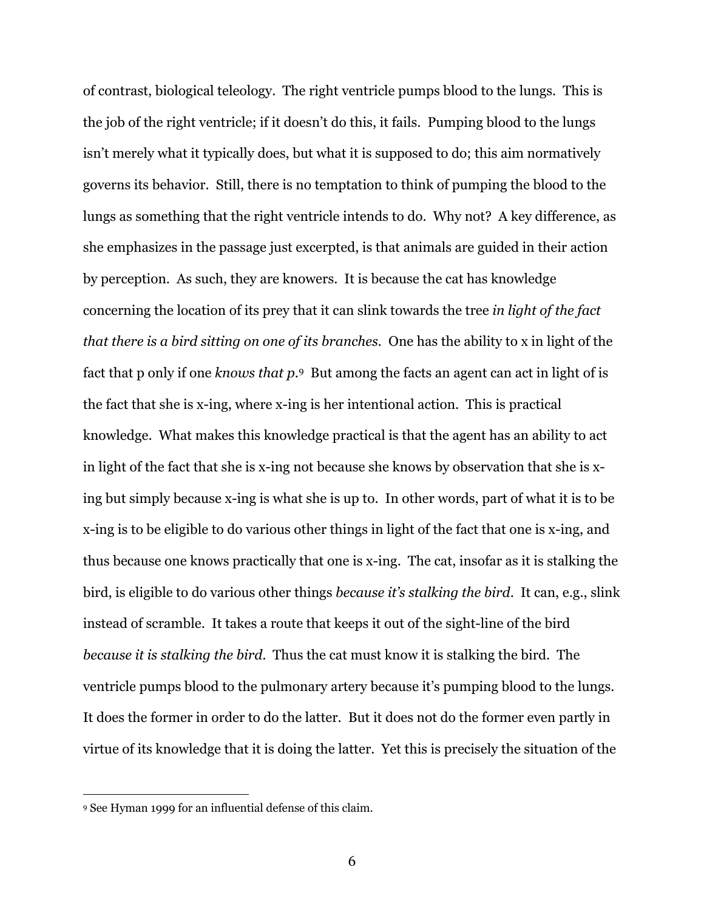of contrast, biological teleology. The right ventricle pumps blood to the lungs. This is the job of the right ventricle; if it doesn't do this, it fails. Pumping blood to the lungs isn't merely what it typically does, but what it is supposed to do; this aim normatively governs its behavior. Still, there is no temptation to think of pumping the blood to the lungs as something that the right ventricle intends to do. Why not? A key difference, as she emphasizes in the passage just excerpted, is that animals are guided in their action by perception. As such, they are knowers. It is because the cat has knowledge concerning the location of its prey that it can slink towards the tree *in light of the fact that there is a bird sitting on one of its branches*. One has the ability to x in light of the fact that p only if one *knows that p*.[9] But among the facts an agent can act in light of is the fact that she is x-ing, where x-ing is her intentional action. This is practical knowledge. What makes this knowledge practical is that the agent has an ability to act in light of the fact that she is x-ing not because she knows by observation that she is x-ing but simply because x-ing is what she is up to. In other words, part of what it is to be x-ing is to be eligible to do various other things in light of the fact that one is x-ing, and thus because one knows practically that one is x-ing. The cat, insofar as it is stalking the bird, is eligible to do various other things *because it's stalking the bird*. It can, e.g., slink instead of scramble. It takes a route that keeps it out of the sight-line of the bird *because it is stalking the bird*. Thus the cat must know it is stalking the bird. The ventricle pumps blood to the pulmonary artery because it's pumping blood to the lungs. It does the former in order to do the latter. But it does not do the former even partly in virtue of its knowledge that it is doing the latter. Yet this is precisely the situation of the

[9] See Hyman 1999 for an influential defense of this claim.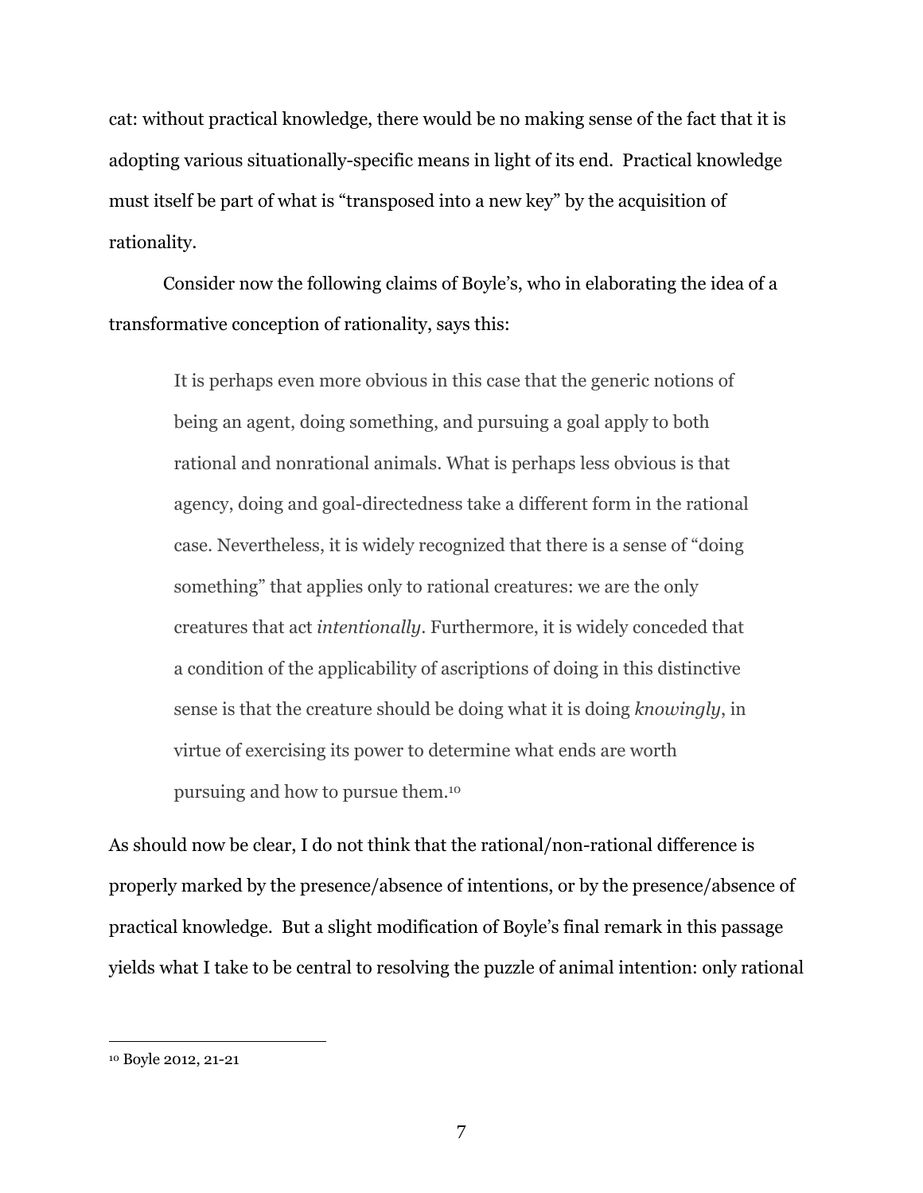cat: without practical knowledge, there would be no making sense of the fact that it is adopting various situationally-specific means in light of its end. Practical knowledge must itself be part of what is "transposed into a new key" by the acquisition of rationality.

Consider now the following claims of Boyle's, who in elaborating the idea of a transformative conception of rationality, says this:

> It is perhaps even more obvious in this case that the generic notions of being an agent, doing something, and pursuing a goal apply to both rational and nonrational animals. What is perhaps less obvious is that agency, doing and goal-directedness take a different form in the rational case. Nevertheless, it is widely recognized that there is a sense of "doing something" that applies only to rational creatures: we are the only creatures that act *intentionally*. Furthermore, it is widely conceded that a condition of the applicability of ascriptions of doing in this distinctive sense is that the creature should be doing what it is doing *knowingly*, in virtue of exercising its power to determine what ends are worth pursuing and how to pursue them.[10]

As should now be clear, I do not think that the rational/non-rational difference is properly marked by the presence/absence of intentions, or by the presence/absence of practical knowledge. But a slight modification of Boyle's final remark in this passage yields what I take to be central to resolving the puzzle of animal intention: only rational

[10] Boyle 2012, 21-21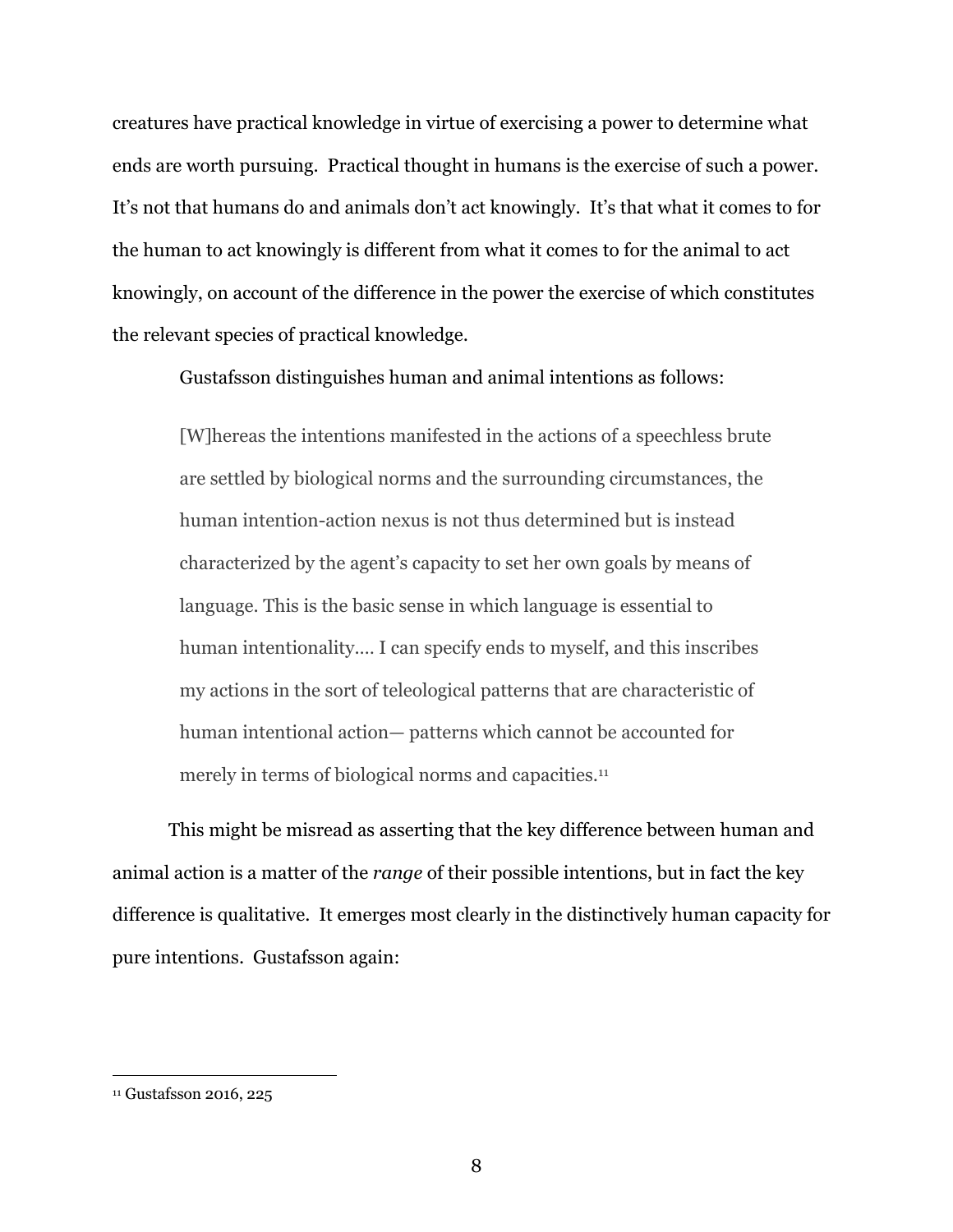creatures have practical knowledge in virtue of exercising a power to determine what ends are worth pursuing. Practical thought in humans is the exercise of such a power. It's not that humans do and animals don't act knowingly. It's that what it comes to for the human to act knowingly is different from what it comes to for the animal to act knowingly, on account of the difference in the power the exercise of which constitutes the relevant species of practical knowledge.

Gustafsson distinguishes human and animal intentions as follows:

> [W]hereas the intentions manifested in the actions of a speechless brute are settled by biological norms and the surrounding circumstances, the human intention-action nexus is not thus determined but is instead characterized by the agent's capacity to set her own goals by means of language. This is the basic sense in which language is essential to human intentionality.... I can specify ends to myself, and this inscribes my actions in the sort of teleological patterns that are characteristic of human intentional action— patterns which cannot be accounted for merely in terms of biological norms and capacities.[11]

This might be misread as asserting that the key difference between human and animal action is a matter of the *range* of their possible intentions, but in fact the key difference is qualitative. It emerges most clearly in the distinctively human capacity for pure intentions. Gustafsson again:

---

[11] Gustafsson 2016, 225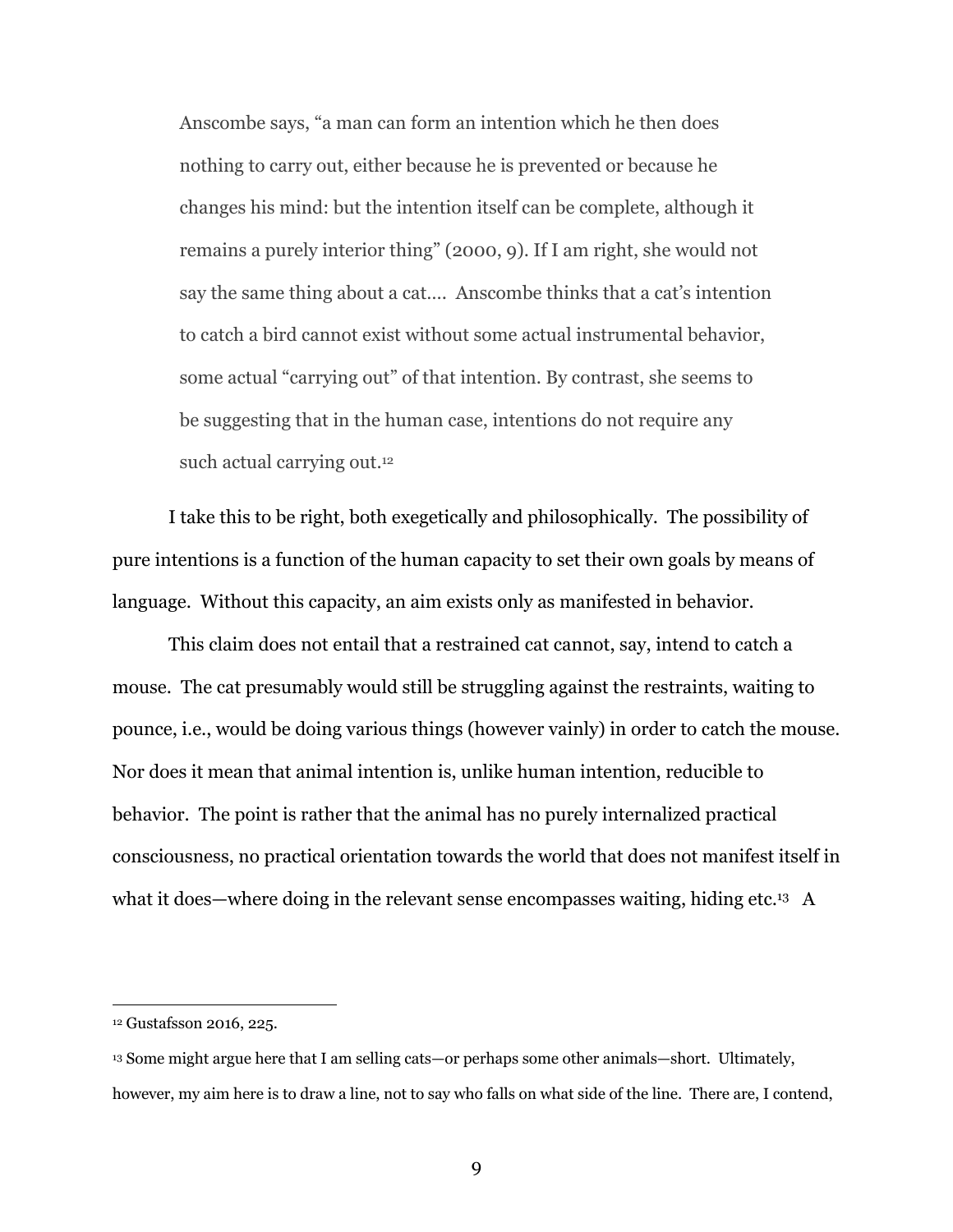> Anscombe says, "a man can form an intention which he then does nothing to carry out, either because he is prevented or because he changes his mind: but the intention itself can be complete, although it remains a purely interior thing" (2000, 9). If I am right, she would not say the same thing about a cat.... Anscombe thinks that a cat's intention to catch a bird cannot exist without some actual instrumental behavior, some actual "carrying out" of that intention. By contrast, she seems to be suggesting that in the human case, intentions do not require any such actual carrying out.[12]

I take this to be right, both exegetically and philosophically. The possibility of pure intentions is a function of the human capacity to set their own goals by means of language. Without this capacity, an aim exists only as manifested in behavior.

This claim does not entail that a restrained cat cannot, say, intend to catch a mouse. The cat presumably would still be struggling against the restraints, waiting to pounce, i.e., would be doing various things (however vainly) in order to catch the mouse. Nor does it mean that animal intention is, unlike human intention, reducible to behavior. The point is rather that the animal has no purely internalized practical consciousness, no practical orientation towards the world that does not manifest itself in what it does—where doing in the relevant sense encompasses waiting, hiding etc.[13] A

---

[12] Gustafsson 2016, 225.

[13] Some might argue here that I am selling cats—or perhaps some other animals—short. Ultimately, however, my aim here is to draw a line, not to say who falls on what side of the line. There are, I contend,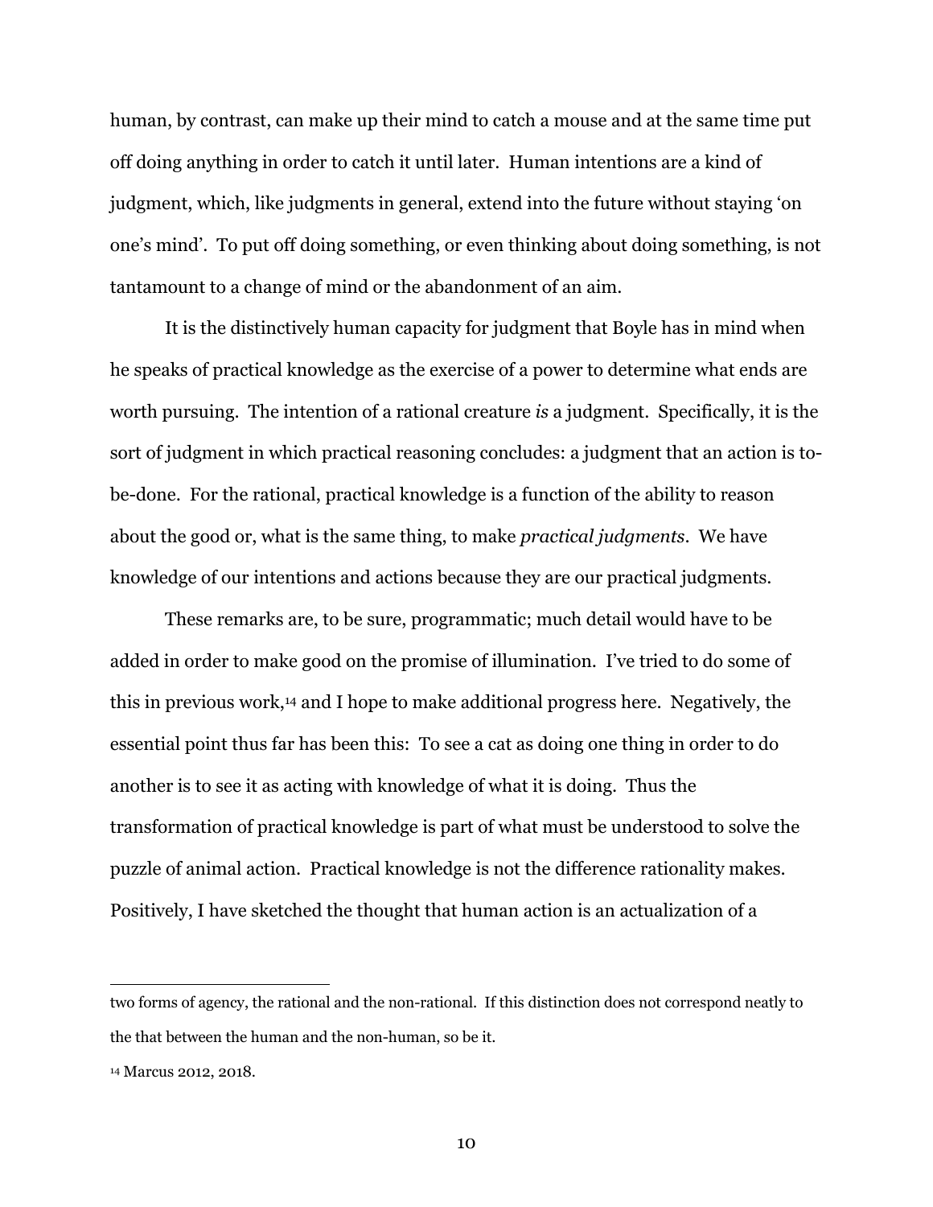human, by contrast, can make up their mind to catch a mouse and at the same time put off doing anything in order to catch it until later. Human intentions are a kind of judgment, which, like judgments in general, extend into the future without staying 'on one's mind'. To put off doing something, or even thinking about doing something, is not tantamount to a change of mind or the abandonment of an aim.

It is the distinctively human capacity for judgment that Boyle has in mind when he speaks of practical knowledge as the exercise of a power to determine what ends are worth pursuing. The intention of a rational creature *is* a judgment. Specifically, it is the sort of judgment in which practical reasoning concludes: a judgment that an action is to-be-done. For the rational, practical knowledge is a function of the ability to reason about the good or, what is the same thing, to make *practical judgments*. We have knowledge of our intentions and actions because they are our practical judgments.

These remarks are, to be sure, programmatic; much detail would have to be added in order to make good on the promise of illumination. I've tried to do some of this in previous work,[14] and I hope to make additional progress here. Negatively, the essential point thus far has been this: To see a cat as doing one thing in order to do another is to see it as acting with knowledge of what it is doing. Thus the transformation of practical knowledge is part of what must be understood to solve the puzzle of animal action. Practical knowledge is not the difference rationality makes. Positively, I have sketched the thought that human action is an actualization of a

---

two forms of agency, the rational and the non-rational. If this distinction does not correspond neatly to the that between the human and the non-human, so be it.

[14] Marcus 2012, 2018.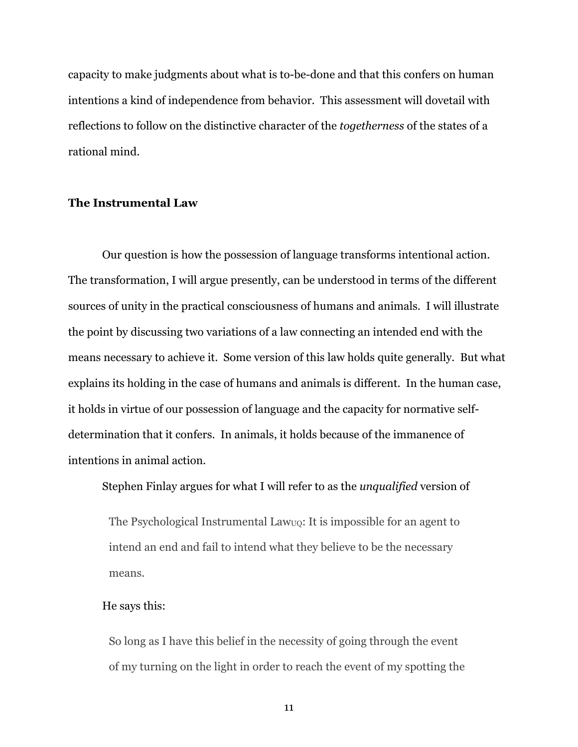capacity to make judgments about what is to-be-done and that this confers on human intentions a kind of independence from behavior. This assessment will dovetail with reflections to follow on the distinctive character of the *togetherness* of the states of a rational mind.

**The Instrumental Law**

Our question is how the possession of language transforms intentional action. The transformation, I will argue presently, can be understood in terms of the different sources of unity in the practical consciousness of humans and animals. I will illustrate the point by discussing two variations of a law connecting an intended end with the means necessary to achieve it. Some version of this law holds quite generally. But what explains its holding in the case of humans and animals is different. In the human case, it holds in virtue of our possession of language and the capacity for normative self-determination that it confers. In animals, it holds because of the immanence of intentions in animal action.

Stephen Finlay argues for what I will refer to as the *unqualified* version of

> The Psychological Instrumental Law$_{UQ}$: It is impossible for an agent to intend an end and fail to intend what they believe to be the necessary means.

He says this:

> So long as I have this belief in the necessity of going through the event of my turning on the light in order to reach the event of my spotting the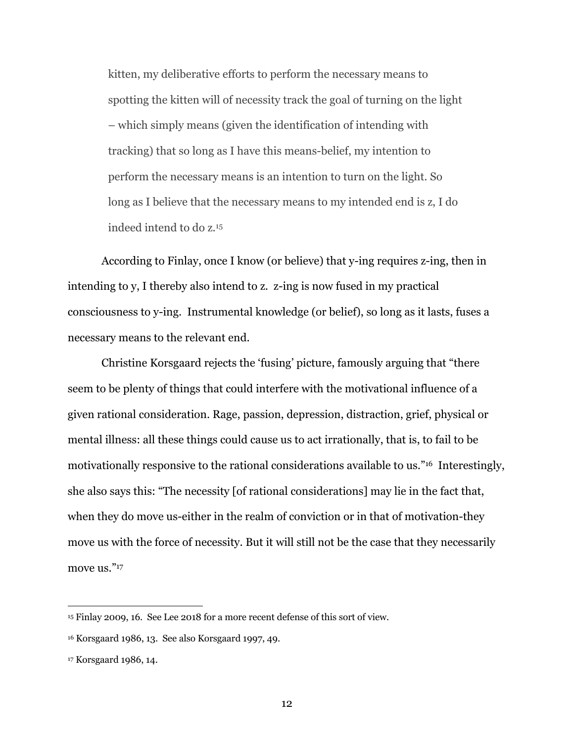> kitten, my deliberative efforts to perform the necessary means to spotting the kitten will of necessity track the goal of turning on the light – which simply means (given the identification of intending with tracking) that so long as I have this means-belief, my intention to perform the necessary means is an intention to turn on the light. So long as I believe that the necessary means to my intended end is z, I do indeed intend to do z.[15]

According to Finlay, once I know (or believe) that y-ing requires z-ing, then in intending to y, I thereby also intend to z. z-ing is now fused in my practical consciousness to y-ing. Instrumental knowledge (or belief), so long as it lasts, fuses a necessary means to the relevant end.

Christine Korsgaard rejects the 'fusing' picture, famously arguing that "there seem to be plenty of things that could interfere with the motivational influence of a given rational consideration. Rage, passion, depression, distraction, grief, physical or mental illness: all these things could cause us to act irrationally, that is, to fail to be motivationally responsive to the rational considerations available to us."[16] Interestingly, she also says this: "The necessity [of rational considerations] may lie in the fact that, when they do move us-either in the realm of conviction or in that of motivation-they move us with the force of necessity. But it will still not be the case that they necessarily move us."[17]

---

[15] Finlay 2009, 16. See Lee 2018 for a more recent defense of this sort of view.

[16] Korsgaard 1986, 13. See also Korsgaard 1997, 49.

[17] Korsgaard 1986, 14.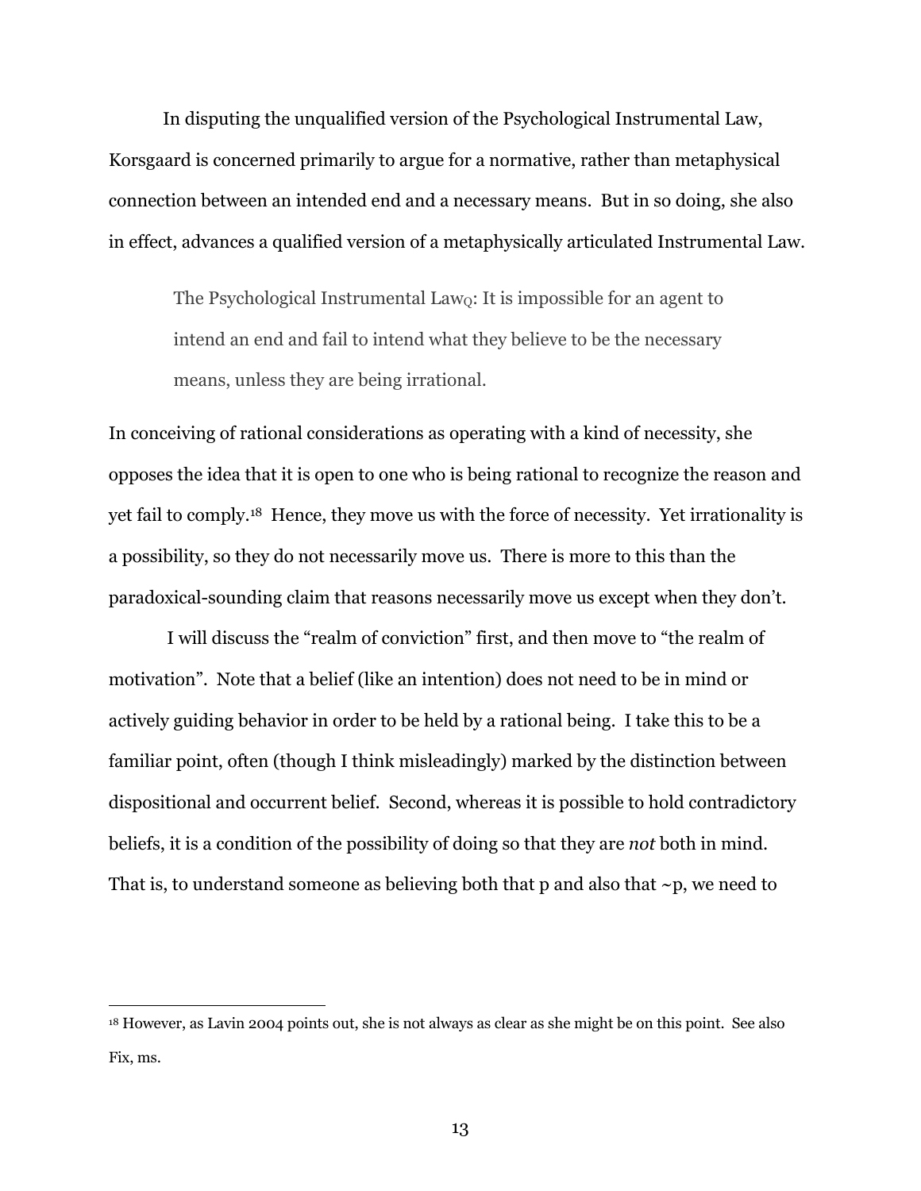In disputing the unqualified version of the Psychological Instrumental Law, Korsgaard is concerned primarily to argue for a normative, rather than metaphysical connection between an intended end and a necessary means. But in so doing, she also in effect, advances a qualified version of a metaphysically articulated Instrumental Law.

> The Psychological Instrumental Law$_Q$: It is impossible for an agent to intend an end and fail to intend what they believe to be the necessary means, unless they are being irrational.

In conceiving of rational considerations as operating with a kind of necessity, she opposes the idea that it is open to one who is being rational to recognize the reason and yet fail to comply.[18] Hence, they move us with the force of necessity. Yet irrationality is a possibility, so they do not necessarily move us. There is more to this than the paradoxical-sounding claim that reasons necessarily move us except when they don't.

I will discuss the "realm of conviction" first, and then move to "the realm of motivation". Note that a belief (like an intention) does not need to be in mind or actively guiding behavior in order to be held by a rational being. I take this to be a familiar point, often (though I think misleadingly) marked by the distinction between dispositional and occurrent belief. Second, whereas it is possible to hold contradictory beliefs, it is a condition of the possibility of doing so that they are *not* both in mind. That is, to understand someone as believing both that p and also that ~p, we need to

[18] However, as Lavin 2004 points out, she is not always as clear as she might be on this point. See also Fix, ms.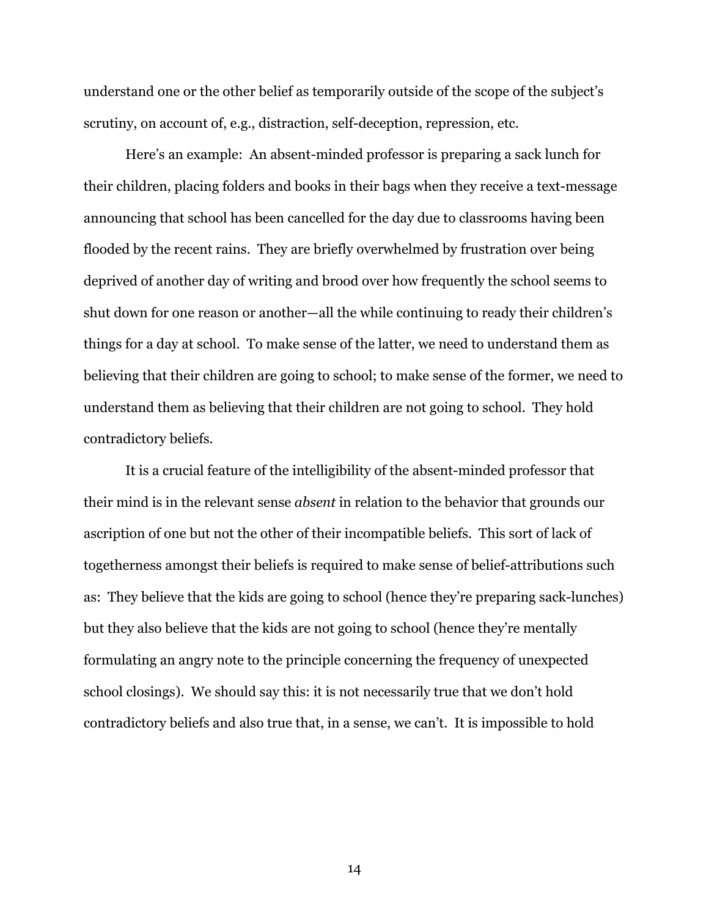understand one or the other belief as temporarily outside of the scope of the subject's scrutiny, on account of, e.g., distraction, self-deception, repression, etc.

Here's an example: An absent-minded professor is preparing a sack lunch for their children, placing folders and books in their bags when they receive a text-message announcing that school has been cancelled for the day due to classrooms having been flooded by the recent rains. They are briefly overwhelmed by frustration over being deprived of another day of writing and brood over how frequently the school seems to shut down for one reason or another—all the while continuing to ready their children's things for a day at school. To make sense of the latter, we need to understand them as believing that their children are going to school; to make sense of the former, we need to understand them as believing that their children are not going to school. They hold contradictory beliefs.

It is a crucial feature of the intelligibility of the absent-minded professor that their mind is in the relevant sense *absent* in relation to the behavior that grounds our ascription of one but not the other of their incompatible beliefs. This sort of lack of togetherness amongst their beliefs is required to make sense of belief-attributions such as: They believe that the kids are going to school (hence they're preparing sack-lunches) but they also believe that the kids are not going to school (hence they're mentally formulating an angry note to the principle concerning the frequency of unexpected school closings). We should say this: it is not necessarily true that we don't hold contradictory beliefs and also true that, in a sense, we can't. It is impossible to hold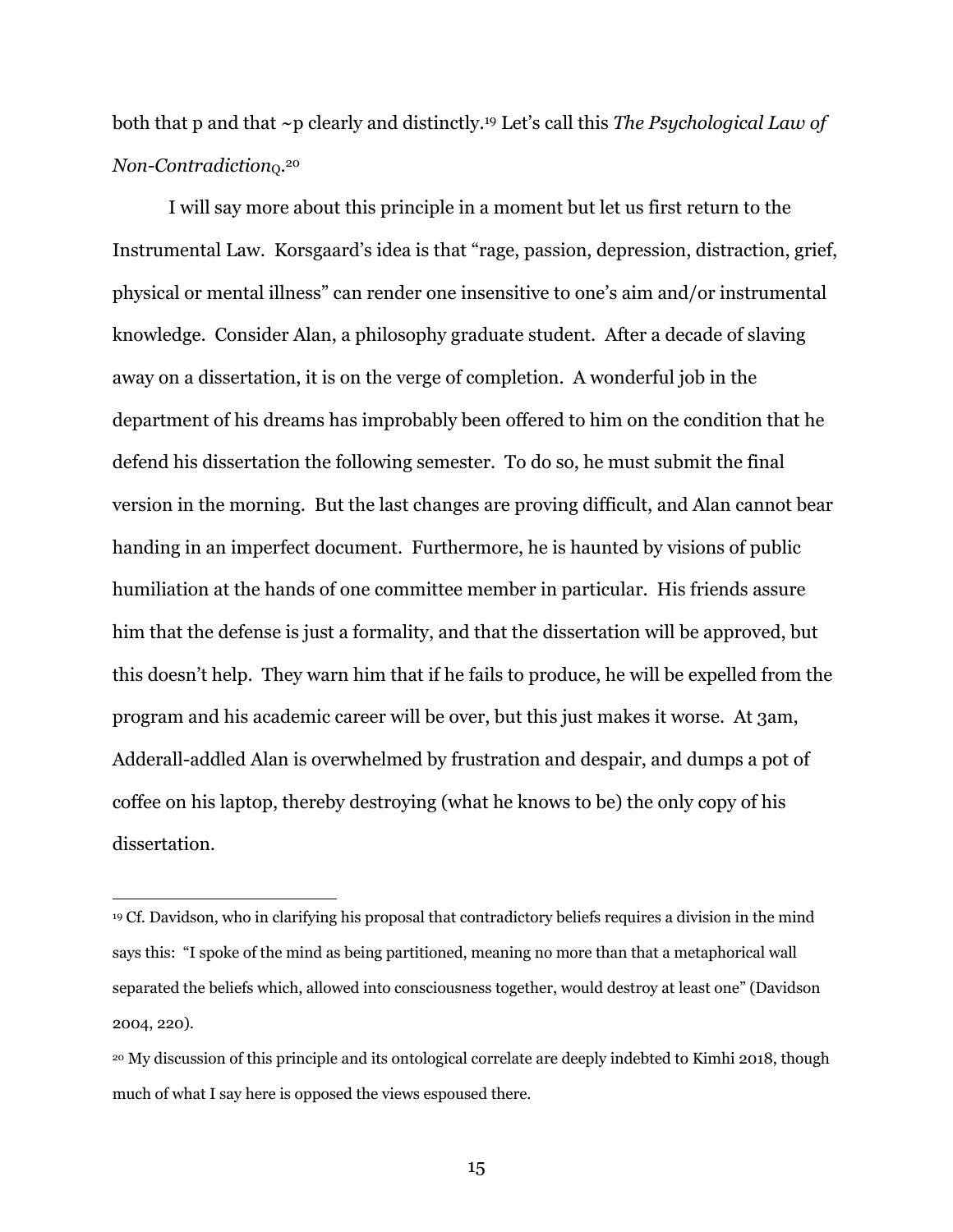both that p and that ~p clearly and distinctly.[19] Let's call this *The Psychological Law of Non-Contradiction*$_Q$.[20]

I will say more about this principle in a moment but let us first return to the Instrumental Law. Korsgaard's idea is that "rage, passion, depression, distraction, grief, physical or mental illness" can render one insensitive to one's aim and/or instrumental knowledge. Consider Alan, a philosophy graduate student. After a decade of slaving away on a dissertation, it is on the verge of completion. A wonderful job in the department of his dreams has improbably been offered to him on the condition that he defend his dissertation the following semester. To do so, he must submit the final version in the morning. But the last changes are proving difficult, and Alan cannot bear handing in an imperfect document. Furthermore, he is haunted by visions of public humiliation at the hands of one committee member in particular. His friends assure him that the defense is just a formality, and that the dissertation will be approved, but this doesn't help. They warn him that if he fails to produce, he will be expelled from the program and his academic career will be over, but this just makes it worse. At 3am, Adderall-addled Alan is overwhelmed by frustration and despair, and dumps a pot of coffee on his laptop, thereby destroying (what he knows to be) the only copy of his dissertation.

---

[19] Cf. Davidson, who in clarifying his proposal that contradictory beliefs requires a division in the mind says this: "I spoke of the mind as being partitioned, meaning no more than that a metaphorical wall separated the beliefs which, allowed into consciousness together, would destroy at least one" (Davidson 2004, 220).

[20] My discussion of this principle and its ontological correlate are deeply indebted to Kimhi 2018, though much of what I say here is opposed the views espoused there.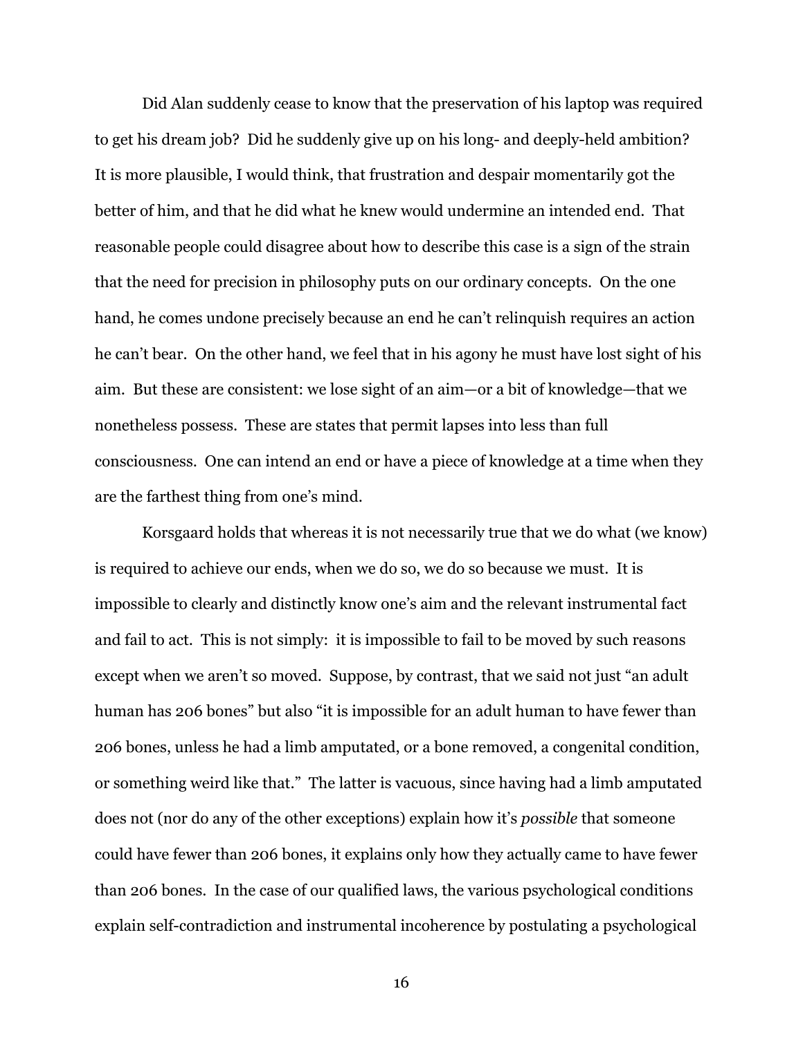Did Alan suddenly cease to know that the preservation of his laptop was required to get his dream job? Did he suddenly give up on his long- and deeply-held ambition? It is more plausible, I would think, that frustration and despair momentarily got the better of him, and that he did what he knew would undermine an intended end. That reasonable people could disagree about how to describe this case is a sign of the strain that the need for precision in philosophy puts on our ordinary concepts. On the one hand, he comes undone precisely because an end he can't relinquish requires an action he can't bear. On the other hand, we feel that in his agony he must have lost sight of his aim. But these are consistent: we lose sight of an aim—or a bit of knowledge—that we nonetheless possess. These are states that permit lapses into less than full consciousness. One can intend an end or have a piece of knowledge at a time when they are the farthest thing from one's mind.

Korsgaard holds that whereas it is not necessarily true that we do what (we know) is required to achieve our ends, when we do so, we do so because we must. It is impossible to clearly and distinctly know one's aim and the relevant instrumental fact and fail to act. This is not simply: it is impossible to fail to be moved by such reasons except when we aren't so moved. Suppose, by contrast, that we said not just "an adult human has 206 bones" but also "it is impossible for an adult human to have fewer than 206 bones, unless he had a limb amputated, or a bone removed, a congenital condition, or something weird like that." The latter is vacuous, since having had a limb amputated does not (nor do any of the other exceptions) explain how it's *possible* that someone could have fewer than 206 bones, it explains only how they actually came to have fewer than 206 bones. In the case of our qualified laws, the various psychological conditions explain self-contradiction and instrumental incoherence by postulating a psychological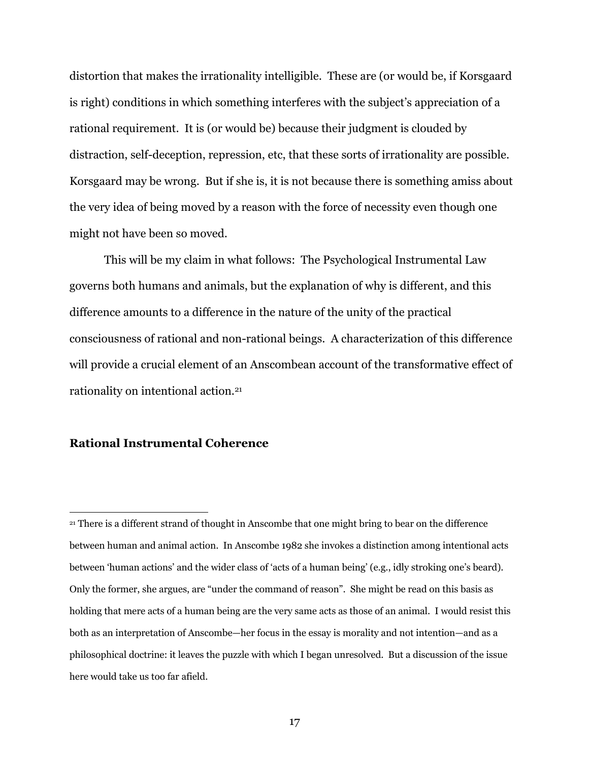distortion that makes the irrationality intelligible. These are (or would be, if Korsgaard is right) conditions in which something interferes with the subject's appreciation of a rational requirement. It is (or would be) because their judgment is clouded by distraction, self-deception, repression, etc, that these sorts of irrationality are possible. Korsgaard may be wrong. But if she is, it is not because there is something amiss about the very idea of being moved by a reason with the force of necessity even though one might not have been so moved.

This will be my claim in what follows: The Psychological Instrumental Law governs both humans and animals, but the explanation of why is different, and this difference amounts to a difference in the nature of the unity of the practical consciousness of rational and non-rational beings. A characterization of this difference will provide a crucial element of an Anscombean account of the transformative effect of rationality on intentional action.[21]

## Rational Instrumental Coherence

[21] There is a different strand of thought in Anscombe that one might bring to bear on the difference between human and animal action. In Anscombe 1982 she invokes a distinction among intentional acts between 'human actions' and the wider class of 'acts of a human being' (e.g., idly stroking one's beard). Only the former, she argues, are "under the command of reason". She might be read on this basis as holding that mere acts of a human being are the very same acts as those of an animal. I would resist this both as an interpretation of Anscombe—her focus in the essay is morality and not intention—and as a philosophical doctrine: it leaves the puzzle with which I began unresolved. But a discussion of the issue here would take us too far afield.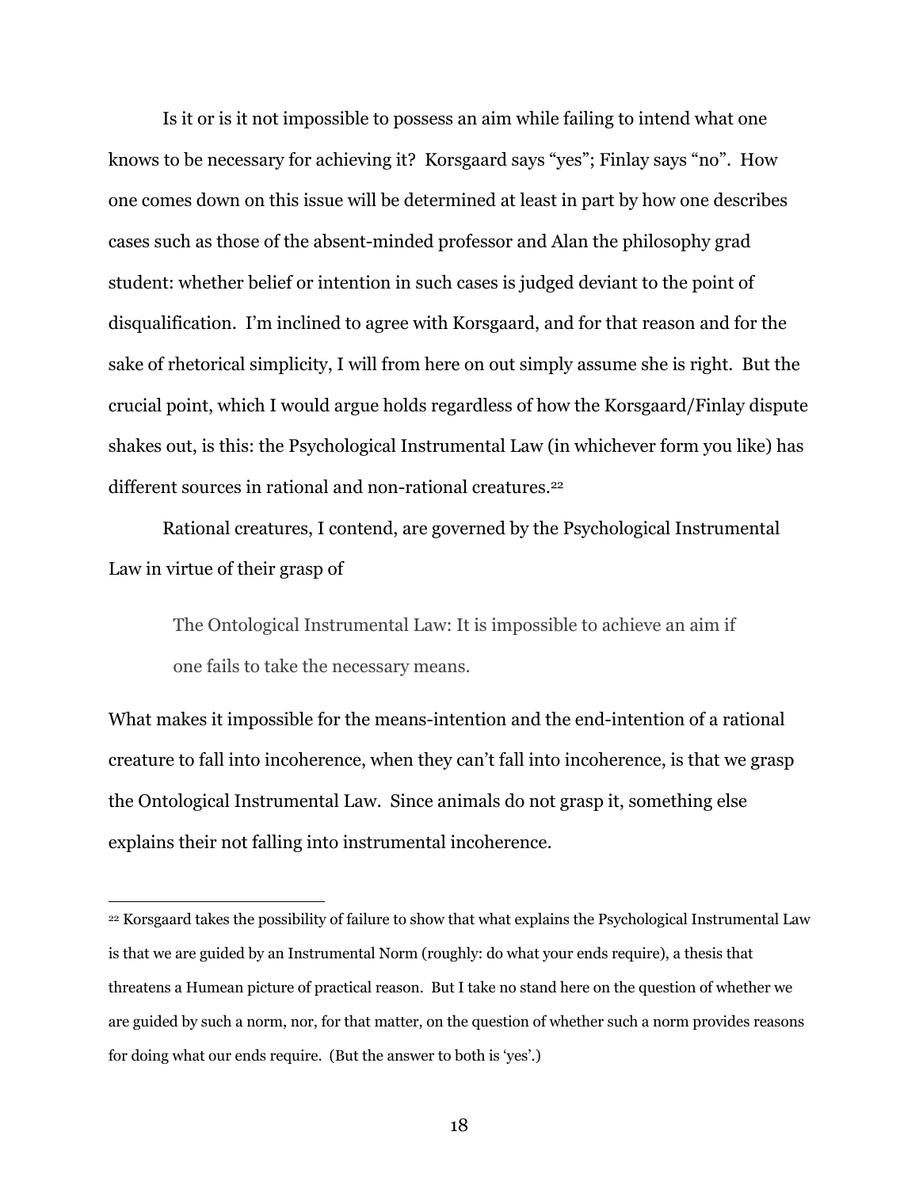Is it or is it not impossible to possess an aim while failing to intend what one knows to be necessary for achieving it? Korsgaard says "yes"; Finlay says "no". How one comes down on this issue will be determined at least in part by how one describes cases such as those of the absent-minded professor and Alan the philosophy grad student: whether belief or intention in such cases is judged deviant to the point of disqualification. I'm inclined to agree with Korsgaard, and for that reason and for the sake of rhetorical simplicity, I will from here on out simply assume she is right. But the crucial point, which I would argue holds regardless of how the Korsgaard/Finlay dispute shakes out, is this: the Psychological Instrumental Law (in whichever form you like) has different sources in rational and non-rational creatures.[22]

Rational creatures, I contend, are governed by the Psychological Instrumental Law in virtue of their grasp of

> The Ontological Instrumental Law: It is impossible to achieve an aim if one fails to take the necessary means.

What makes it impossible for the means-intention and the end-intention of a rational creature to fall into incoherence, when they can't fall into incoherence, is that we grasp the Ontological Instrumental Law. Since animals do not grasp it, something else explains their not falling into instrumental incoherence.

---

[22] Korsgaard takes the possibility of failure to show that what explains the Psychological Instrumental Law is that we are guided by an Instrumental Norm (roughly: do what your ends require), a thesis that threatens a Humean picture of practical reason. But I take no stand here on the question of whether we are guided by such a norm, nor, for that matter, on the question of whether such a norm provides reasons for doing what our ends require. (But the answer to both is 'yes'.)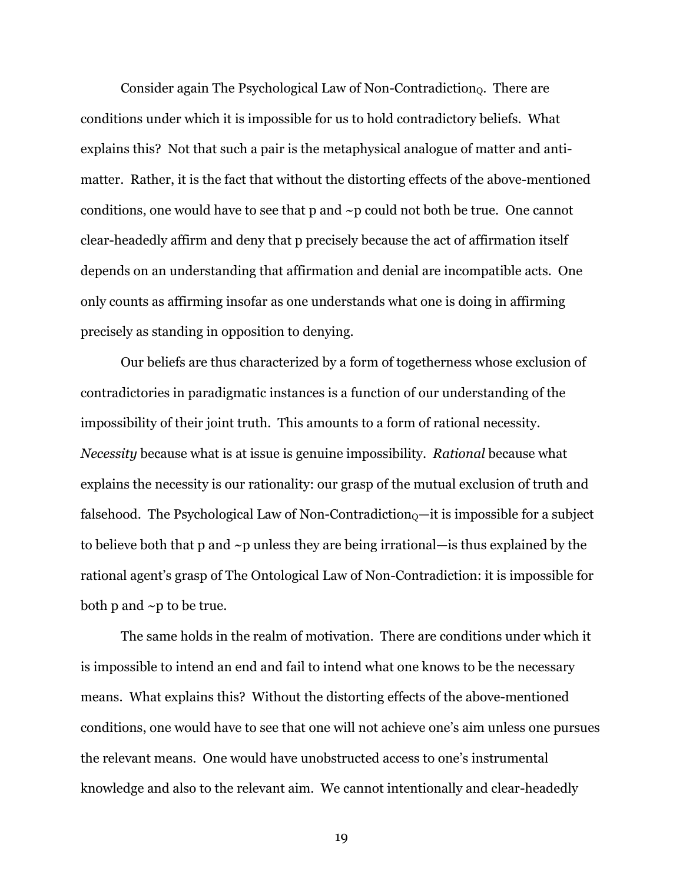Consider again The Psychological Law of Non-Contradiction$_Q$. There are conditions under which it is impossible for us to hold contradictory beliefs. What explains this? Not that such a pair is the metaphysical analogue of matter and anti-matter. Rather, it is the fact that without the distorting effects of the above-mentioned conditions, one would have to see that p and ~p could not both be true. One cannot clear-headedly affirm and deny that p precisely because the act of affirmation itself depends on an understanding that affirmation and denial are incompatible acts. One only counts as affirming insofar as one understands what one is doing in affirming precisely as standing in opposition to denying.

Our beliefs are thus characterized by a form of togetherness whose exclusion of contradictories in paradigmatic instances is a function of our understanding of the impossibility of their joint truth. This amounts to a form of rational necessity. *Necessity* because what is at issue is genuine impossibility. *Rational* because what explains the necessity is our rationality: our grasp of the mutual exclusion of truth and falsehood. The Psychological Law of Non-Contradiction$_Q$—it is impossible for a subject to believe both that p and ~p unless they are being irrational—is thus explained by the rational agent's grasp of The Ontological Law of Non-Contradiction: it is impossible for both p and ~p to be true.

The same holds in the realm of motivation. There are conditions under which it is impossible to intend an end and fail to intend what one knows to be the necessary means. What explains this? Without the distorting effects of the above-mentioned conditions, one would have to see that one will not achieve one's aim unless one pursues the relevant means. One would have unobstructed access to one's instrumental knowledge and also to the relevant aim. We cannot intentionally and clear-headedly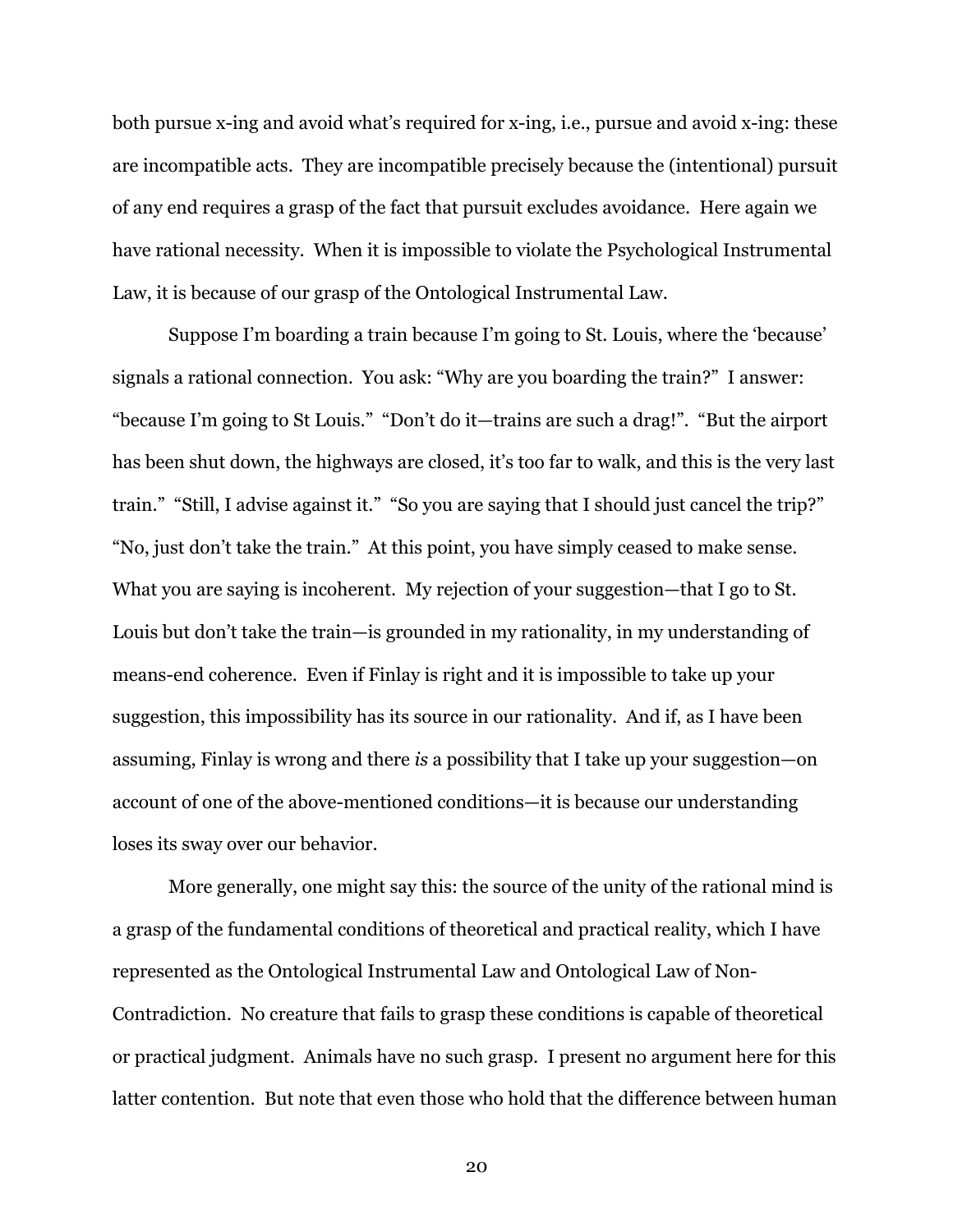both pursue x-ing and avoid what's required for x-ing, i.e., pursue and avoid x-ing: these are incompatible acts. They are incompatible precisely because the (intentional) pursuit of any end requires a grasp of the fact that pursuit excludes avoidance. Here again we have rational necessity. When it is impossible to violate the Psychological Instrumental Law, it is because of our grasp of the Ontological Instrumental Law.

Suppose I'm boarding a train because I'm going to St. Louis, where the 'because' signals a rational connection. You ask: "Why are you boarding the train?" I answer: "because I'm going to St Louis." "Don't do it—trains are such a drag!". "But the airport has been shut down, the highways are closed, it's too far to walk, and this is the very last train." "Still, I advise against it." "So you are saying that I should just cancel the trip?" "No, just don't take the train." At this point, you have simply ceased to make sense. What you are saying is incoherent. My rejection of your suggestion—that I go to St. Louis but don't take the train—is grounded in my rationality, in my understanding of means-end coherence. Even if Finlay is right and it is impossible to take up your suggestion, this impossibility has its source in our rationality. And if, as I have been assuming, Finlay is wrong and there *is* a possibility that I take up your suggestion—on account of one of the above-mentioned conditions—it is because our understanding loses its sway over our behavior.

More generally, one might say this: the source of the unity of the rational mind is a grasp of the fundamental conditions of theoretical and practical reality, which I have represented as the Ontological Instrumental Law and Ontological Law of Non-Contradiction. No creature that fails to grasp these conditions is capable of theoretical or practical judgment. Animals have no such grasp. I present no argument here for this latter contention. But note that even those who hold that the difference between human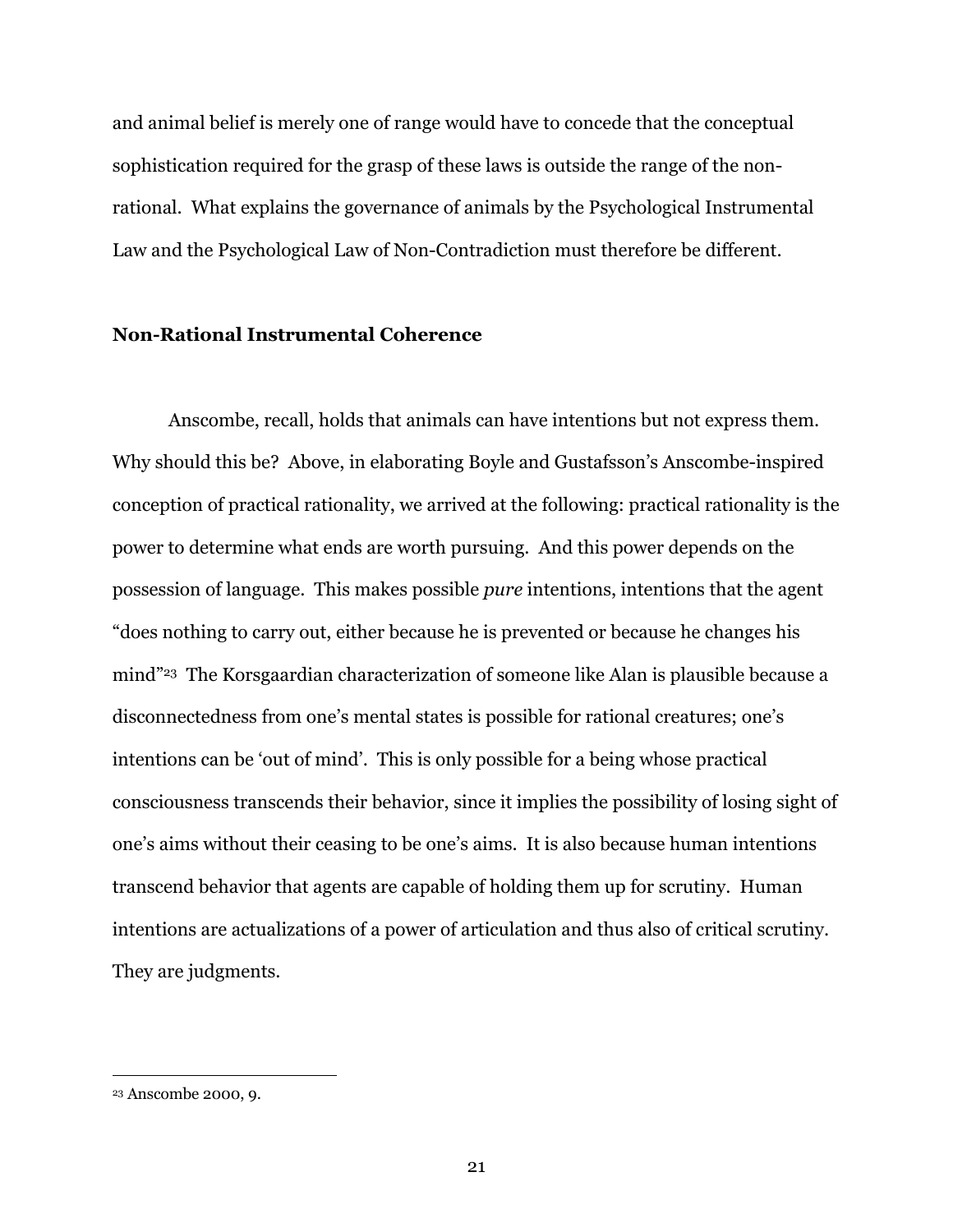and animal belief is merely one of range would have to concede that the conceptual sophistication required for the grasp of these laws is outside the range of the non-rational. What explains the governance of animals by the Psychological Instrumental Law and the Psychological Law of Non-Contradiction must therefore be different.

## Non-Rational Instrumental Coherence

Anscombe, recall, holds that animals can have intentions but not express them. Why should this be? Above, in elaborating Boyle and Gustafsson's Anscombe-inspired conception of practical rationality, we arrived at the following: practical rationality is the power to determine what ends are worth pursuing. And this power depends on the possession of language. This makes possible *pure* intentions, intentions that the agent "does nothing to carry out, either because he is prevented or because he changes his mind"[23] The Korsgaardian characterization of someone like Alan is plausible because a disconnectedness from one's mental states is possible for rational creatures; one's intentions can be 'out of mind'. This is only possible for a being whose practical consciousness transcends their behavior, since it implies the possibility of losing sight of one's aims without their ceasing to be one's aims. It is also because human intentions transcend behavior that agents are capable of holding them up for scrutiny. Human intentions are actualizations of a power of articulation and thus also of critical scrutiny. They are judgments.

---

[23] Anscombe 2000, 9.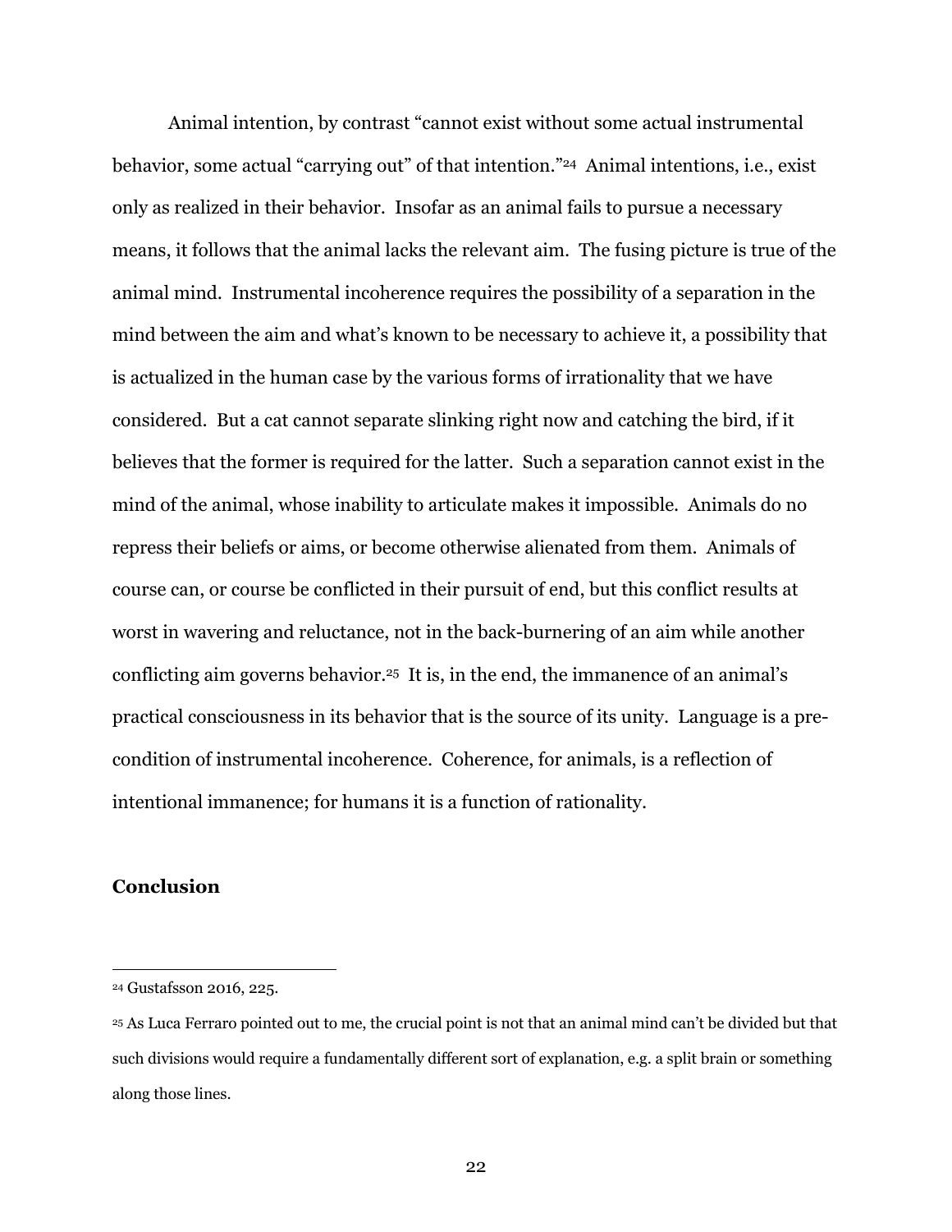Animal intention, by contrast "cannot exist without some actual instrumental behavior, some actual "carrying out" of that intention."[24] Animal intentions, i.e., exist only as realized in their behavior. Insofar as an animal fails to pursue a necessary means, it follows that the animal lacks the relevant aim. The fusing picture is true of the animal mind. Instrumental incoherence requires the possibility of a separation in the mind between the aim and what's known to be necessary to achieve it, a possibility that is actualized in the human case by the various forms of irrationality that we have considered. But a cat cannot separate slinking right now and catching the bird, if it believes that the former is required for the latter. Such a separation cannot exist in the mind of the animal, whose inability to articulate makes it impossible. Animals do no repress their beliefs or aims, or become otherwise alienated from them. Animals of course can, or course be conflicted in their pursuit of end, but this conflict results at worst in wavering and reluctance, not in the back-burnering of an aim while another conflicting aim governs behavior.[25] It is, in the end, the immanence of an animal's practical consciousness in its behavior that is the source of its unity. Language is a pre-condition of instrumental incoherence. Coherence, for animals, is a reflection of intentional immanence; for humans it is a function of rationality.

## Conclusion

---

[24] Gustafsson 2016, 225.

[25] As Luca Ferraro pointed out to me, the crucial point is not that an animal mind can't be divided but that such divisions would require a fundamentally different sort of explanation, e.g. a split brain or something along those lines.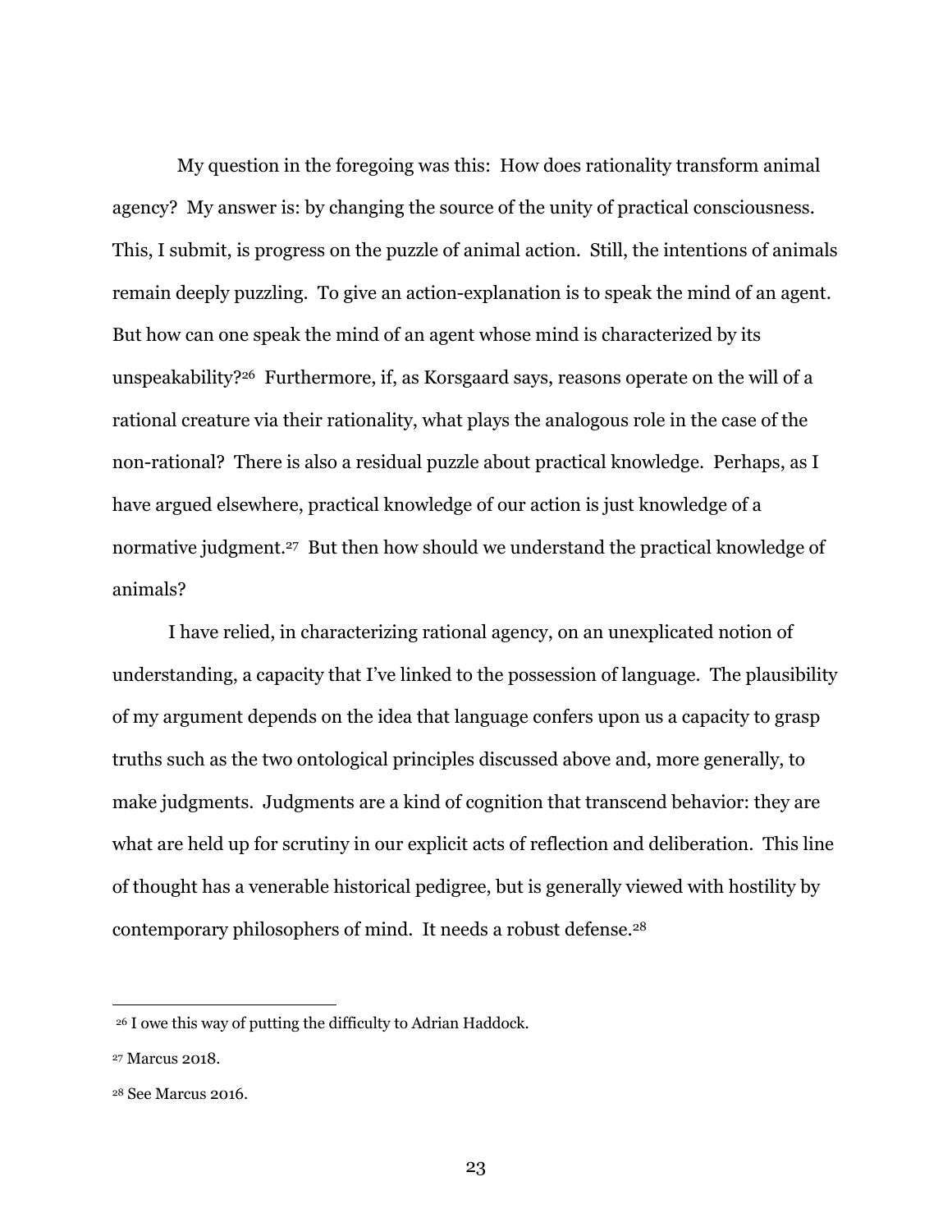My question in the foregoing was this: How does rationality transform animal agency? My answer is: by changing the source of the unity of practical consciousness. This, I submit, is progress on the puzzle of animal action. Still, the intentions of animals remain deeply puzzling. To give an action-explanation is to speak the mind of an agent. But how can one speak the mind of an agent whose mind is characterized by its unspeakability?[26] Furthermore, if, as Korsgaard says, reasons operate on the will of a rational creature via their rationality, what plays the analogous role in the case of the non-rational? There is also a residual puzzle about practical knowledge. Perhaps, as I have argued elsewhere, practical knowledge of our action is just knowledge of a normative judgment.[27] But then how should we understand the practical knowledge of animals?

I have relied, in characterizing rational agency, on an unexplicated notion of understanding, a capacity that I've linked to the possession of language. The plausibility of my argument depends on the idea that language confers upon us a capacity to grasp truths such as the two ontological principles discussed above and, more generally, to make judgments. Judgments are a kind of cognition that transcend behavior: they are what are held up for scrutiny in our explicit acts of reflection and deliberation. This line of thought has a venerable historical pedigree, but is generally viewed with hostility by contemporary philosophers of mind. It needs a robust defense.[28]

---

[26] I owe this way of putting the difficulty to Adrian Haddock.

[27] Marcus 2018.

[28] See Marcus 2016.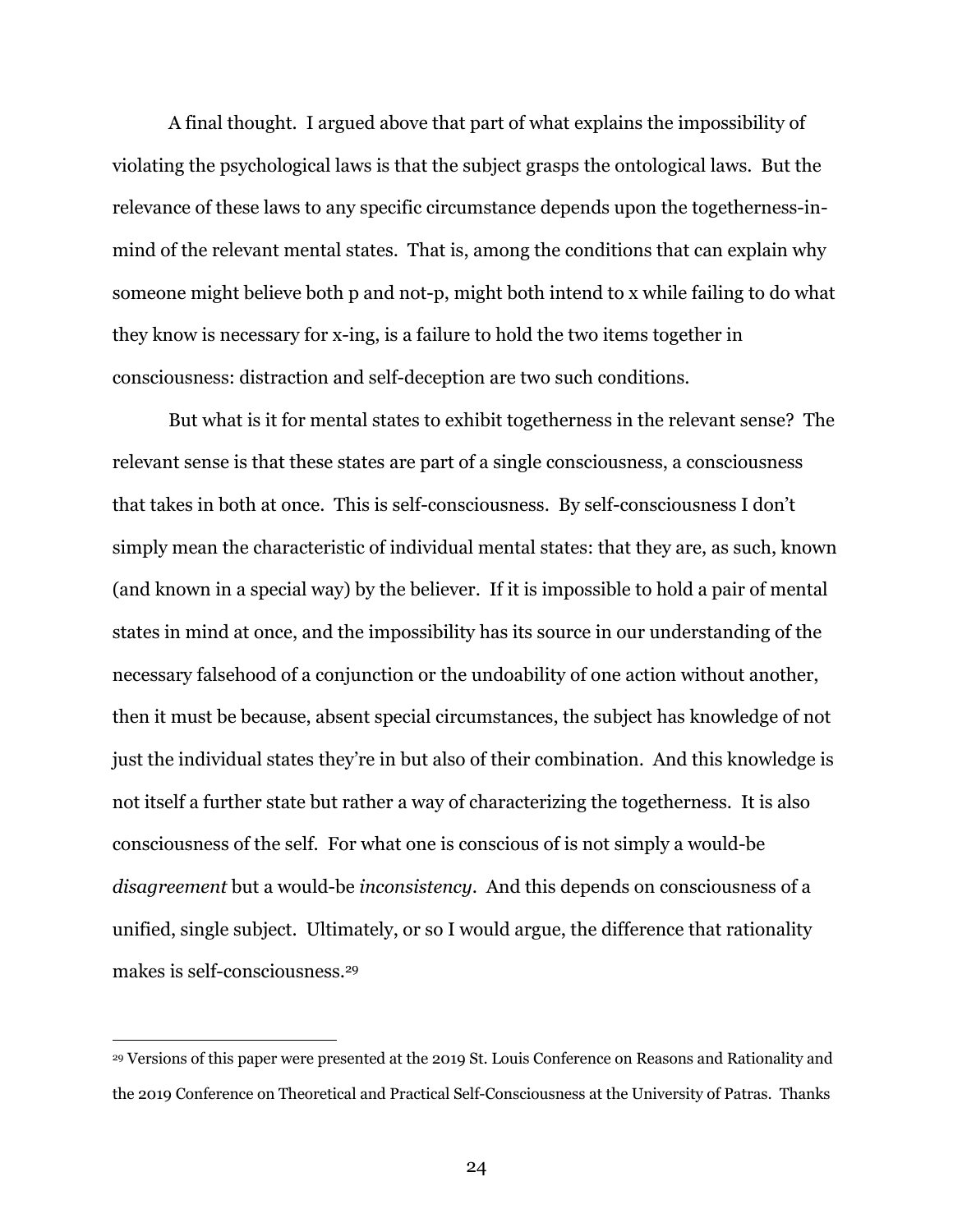A final thought. I argued above that part of what explains the impossibility of violating the psychological laws is that the subject grasps the ontological laws. But the relevance of these laws to any specific circumstance depends upon the togetherness-in-mind of the relevant mental states. That is, among the conditions that can explain why someone might believe both p and not-p, might both intend to x while failing to do what they know is necessary for x-ing, is a failure to hold the two items together in consciousness: distraction and self-deception are two such conditions.

But what is it for mental states to exhibit togetherness in the relevant sense? The relevant sense is that these states are part of a single consciousness, a consciousness that takes in both at once. This is self-consciousness. By self-consciousness I don't simply mean the characteristic of individual mental states: that they are, as such, known (and known in a special way) by the believer. If it is impossible to hold a pair of mental states in mind at once, and the impossibility has its source in our understanding of the necessary falsehood of a conjunction or the undoability of one action without another, then it must be because, absent special circumstances, the subject has knowledge of not just the individual states they're in but also of their combination. And this knowledge is not itself a further state but rather a way of characterizing the togetherness. It is also consciousness of the self. For what one is conscious of is not simply a would-be *disagreement* but a would-be *inconsistency*. And this depends on consciousness of a unified, single subject. Ultimately, or so I would argue, the difference that rationality makes is self-consciousness.[29]

[29] Versions of this paper were presented at the 2019 St. Louis Conference on Reasons and Rationality and the 2019 Conference on Theoretical and Practical Self-Consciousness at the University of Patras. Thanks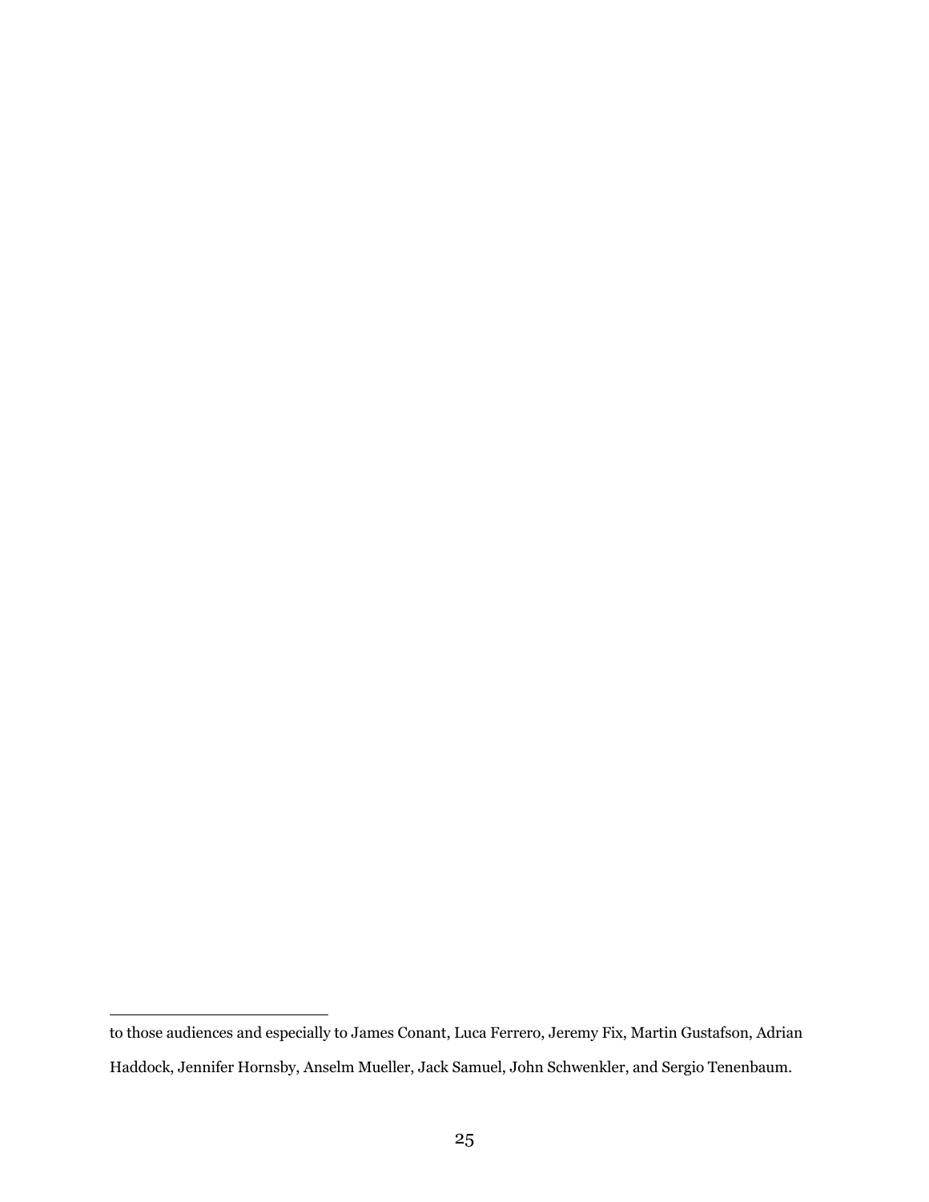to those audiences and especially to James Conant, Luca Ferrero, Jeremy Fix, Martin Gustafson, Adrian Haddock, Jennifer Hornsby, Anselm Mueller, Jack Samuel, John Schwenkler, and Sergio Tenenbaum.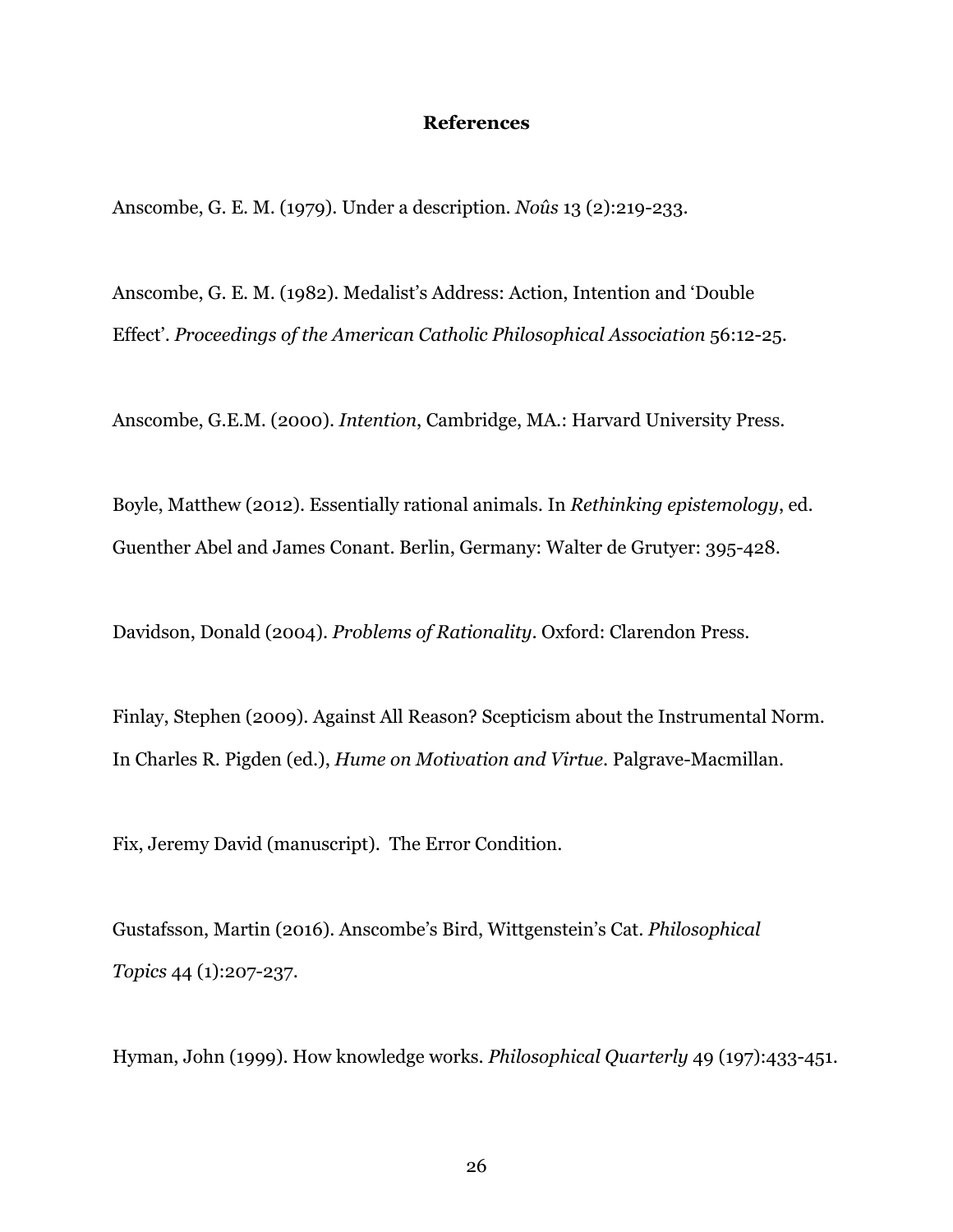## References

Anscombe, G. E. M. (1979). Under a description. *Noûs* 13 (2):219-233.

Anscombe, G. E. M. (1982). Medalist's Address: Action, Intention and 'Double Effect'. *Proceedings of the American Catholic Philosophical Association* 56:12-25.

Anscombe, G.E.M. (2000). *Intention*, Cambridge, MA.: Harvard University Press.

Boyle, Matthew (2012). Essentially rational animals. In *Rethinking epistemology*, ed. Guenther Abel and James Conant. Berlin, Germany: Walter de Grutyer: 395-428.

Davidson, Donald (2004). *Problems of Rationality*. Oxford: Clarendon Press.

Finlay, Stephen (2009). Against All Reason? Scepticism about the Instrumental Norm. In Charles R. Pigden (ed.), *Hume on Motivation and Virtue*. Palgrave-Macmillan.

Fix, Jeremy David (manuscript). The Error Condition.

Gustafsson, Martin (2016). Anscombe's Bird, Wittgenstein's Cat. *Philosophical Topics* 44 (1):207-237.

Hyman, John (1999). How knowledge works. *Philosophical Quarterly* 49 (197):433-451.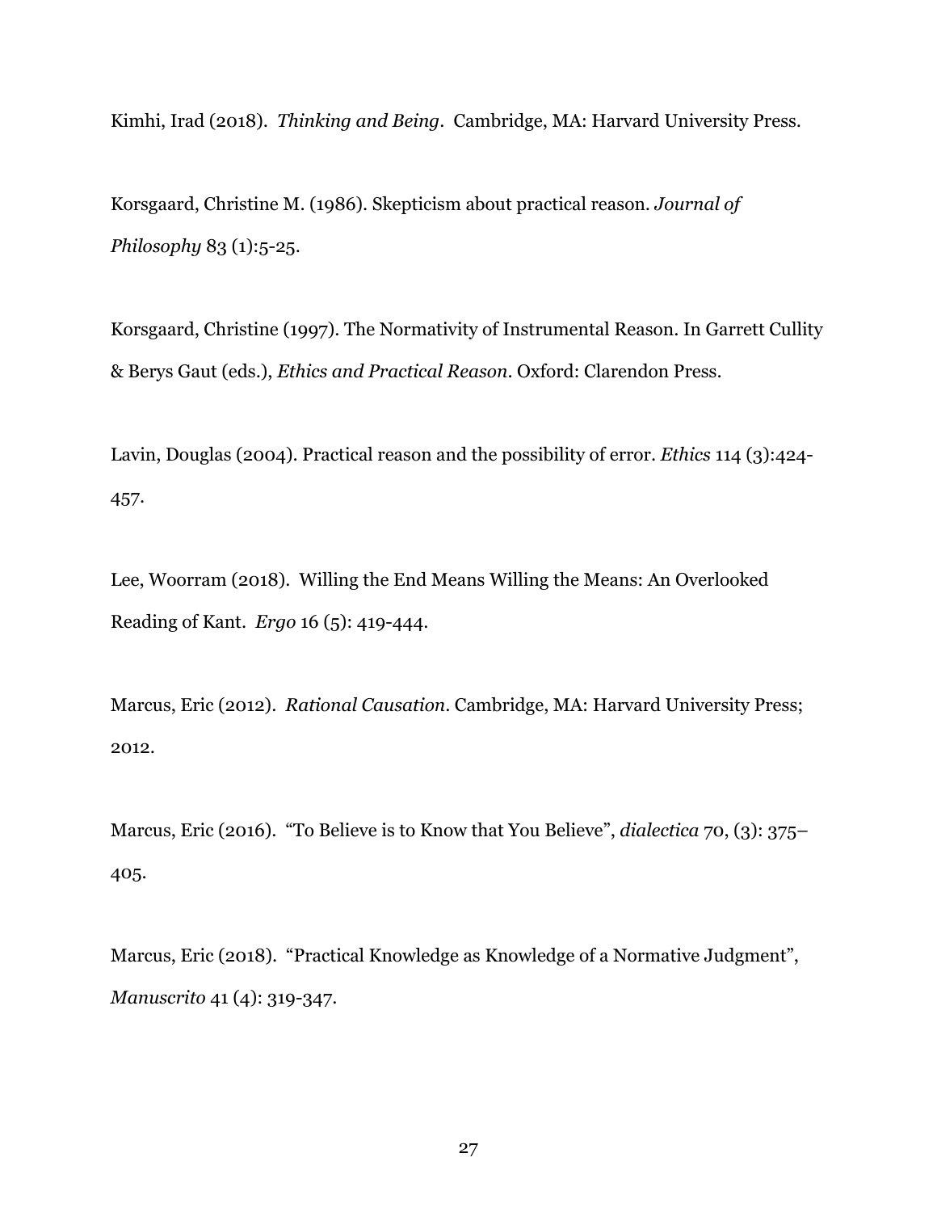Kimhi, Irad (2018). *Thinking and Being*. Cambridge, MA: Harvard University Press.

Korsgaard, Christine M. (1986). Skepticism about practical reason. *Journal of Philosophy* 83 (1):5-25.

Korsgaard, Christine (1997). The Normativity of Instrumental Reason. In Garrett Cullity & Berys Gaut (eds.), *Ethics and Practical Reason*. Oxford: Clarendon Press.

Lavin, Douglas (2004). Practical reason and the possibility of error. *Ethics* 114 (3):424-457.

Lee, Woorram (2018). Willing the End Means Willing the Means: An Overlooked Reading of Kant. *Ergo* 16 (5): 419-444.

Marcus, Eric (2012). *Rational Causation*. Cambridge, MA: Harvard University Press; 2012.

Marcus, Eric (2016). "To Believe is to Know that You Believe", *dialectica* 70, (3): 375–405.

Marcus, Eric (2018). "Practical Knowledge as Knowledge of a Normative Judgment", *Manuscrito* 41 (4): 319-347.